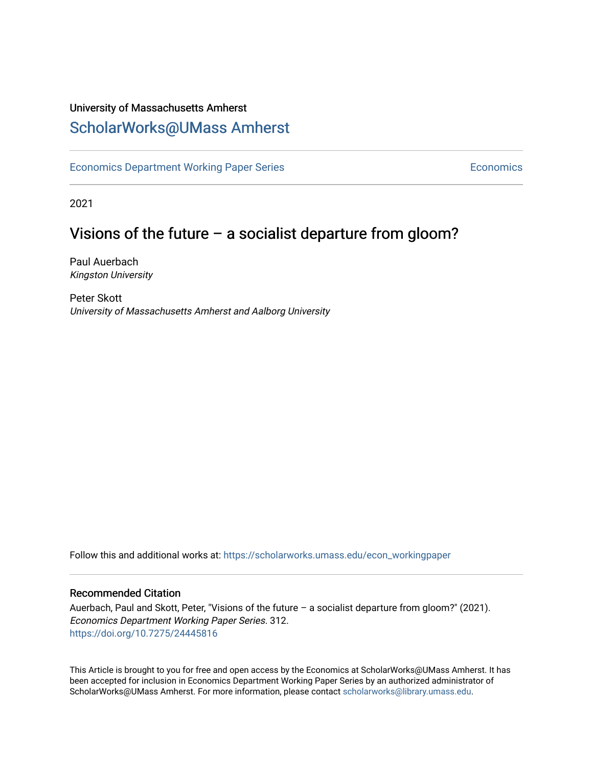University of Massachusetts Amherst

# ScholarWorks@UMass Amherst

Economics Department Working Paper Series — Economics

2021

## Visions of the future – a socialist departure from gloom?

Paul Auerbach
*Kingston University*

Peter Skott
*University of Massachusetts Amherst and Aalborg University*

Follow this and additional works at: https://scholarworks.umass.edu/econ_workingpaper

### Recommended Citation

Auerbach, Paul and Skott, Peter, "Visions of the future – a socialist departure from gloom?" (2021). *Economics Department Working Paper Series*. 312.
https://doi.org/10.7275/24445816

This Article is brought to you for free and open access by the Economics at ScholarWorks@UMass Amherst. It has been accepted for inclusion in Economics Department Working Paper Series by an authorized administrator of ScholarWorks@UMass Amherst. For more information, please contact scholarworks@library.umass.edu.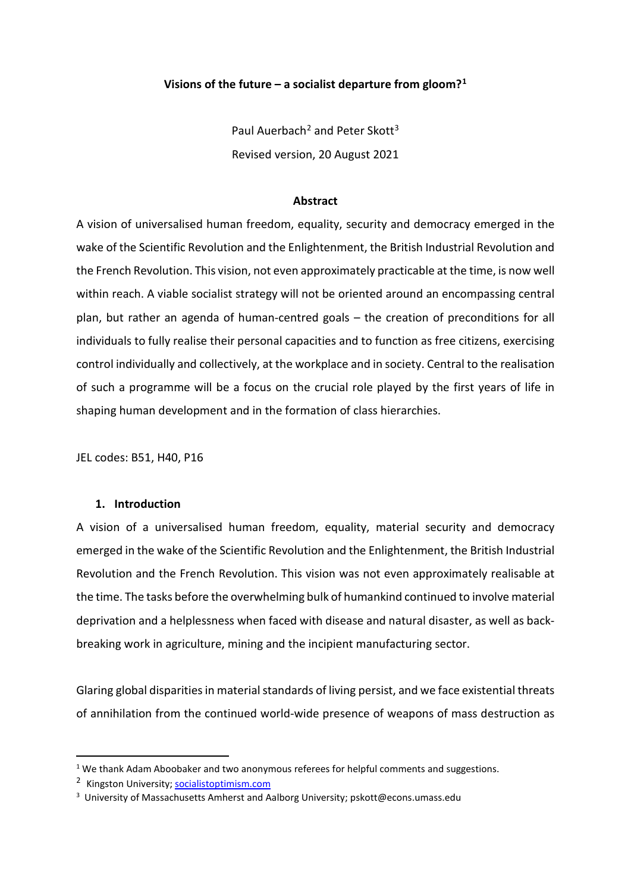**Visions of the future – a socialist departure from gloom?**[1]

Paul Auerbach[2] and Peter Skott[3]

Revised version, 20 August 2021

**Abstract**

A vision of universalised human freedom, equality, security and democracy emerged in the wake of the Scientific Revolution and the Enlightenment, the British Industrial Revolution and the French Revolution. This vision, not even approximately practicable at the time, is now well within reach. A viable socialist strategy will not be oriented around an encompassing central plan, but rather an agenda of human-centred goals – the creation of preconditions for all individuals to fully realise their personal capacities and to function as free citizens, exercising control individually and collectively, at the workplace and in society. Central to the realisation of such a programme will be a focus on the crucial role played by the first years of life in shaping human development and in the formation of class hierarchies.

JEL codes: B51, H40, P16

## 1. Introduction

A vision of a universalised human freedom, equality, material security and democracy emerged in the wake of the Scientific Revolution and the Enlightenment, the British Industrial Revolution and the French Revolution. This vision was not even approximately realisable at the time. The tasks before the overwhelming bulk of humankind continued to involve material deprivation and a helplessness when faced with disease and natural disaster, as well as back-breaking work in agriculture, mining and the incipient manufacturing sector.

Glaring global disparities in material standards of living persist, and we face existential threats of annihilation from the continued world-wide presence of weapons of mass destruction as

---

[1] We thank Adam Aboobaker and two anonymous referees for helpful comments and suggestions.

[2] Kingston University; socialistoptimism.com

[3] University of Massachusetts Amherst and Aalborg University; pskott@econs.umass.edu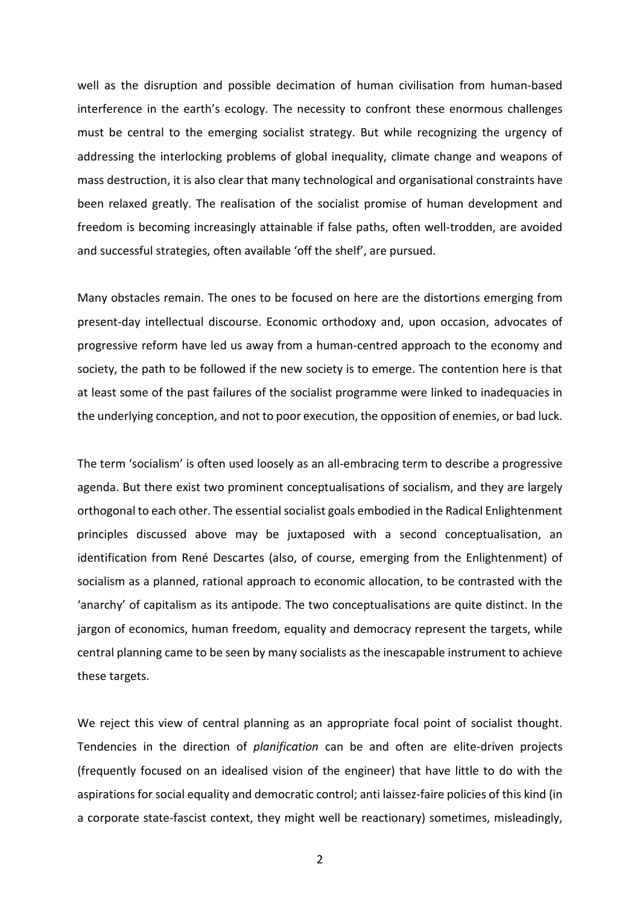well as the disruption and possible decimation of human civilisation from human-based interference in the earth's ecology. The necessity to confront these enormous challenges must be central to the emerging socialist strategy. But while recognizing the urgency of addressing the interlocking problems of global inequality, climate change and weapons of mass destruction, it is also clear that many technological and organisational constraints have been relaxed greatly. The realisation of the socialist promise of human development and freedom is becoming increasingly attainable if false paths, often well-trodden, are avoided and successful strategies, often available 'off the shelf', are pursued.

Many obstacles remain. The ones to be focused on here are the distortions emerging from present-day intellectual discourse. Economic orthodoxy and, upon occasion, advocates of progressive reform have led us away from a human-centred approach to the economy and society, the path to be followed if the new society is to emerge. The contention here is that at least some of the past failures of the socialist programme were linked to inadequacies in the underlying conception, and not to poor execution, the opposition of enemies, or bad luck.

The term 'socialism' is often used loosely as an all-embracing term to describe a progressive agenda. But there exist two prominent conceptualisations of socialism, and they are largely orthogonal to each other. The essential socialist goals embodied in the Radical Enlightenment principles discussed above may be juxtaposed with a second conceptualisation, an identification from René Descartes (also, of course, emerging from the Enlightenment) of socialism as a planned, rational approach to economic allocation, to be contrasted with the 'anarchy' of capitalism as its antipode. The two conceptualisations are quite distinct. In the jargon of economics, human freedom, equality and democracy represent the targets, while central planning came to be seen by many socialists as the inescapable instrument to achieve these targets.

We reject this view of central planning as an appropriate focal point of socialist thought. Tendencies in the direction of *planification* can be and often are elite-driven projects (frequently focused on an idealised vision of the engineer) that have little to do with the aspirations for social equality and democratic control; anti laissez-faire policies of this kind (in a corporate state-fascist context, they might well be reactionary) sometimes, misleadingly,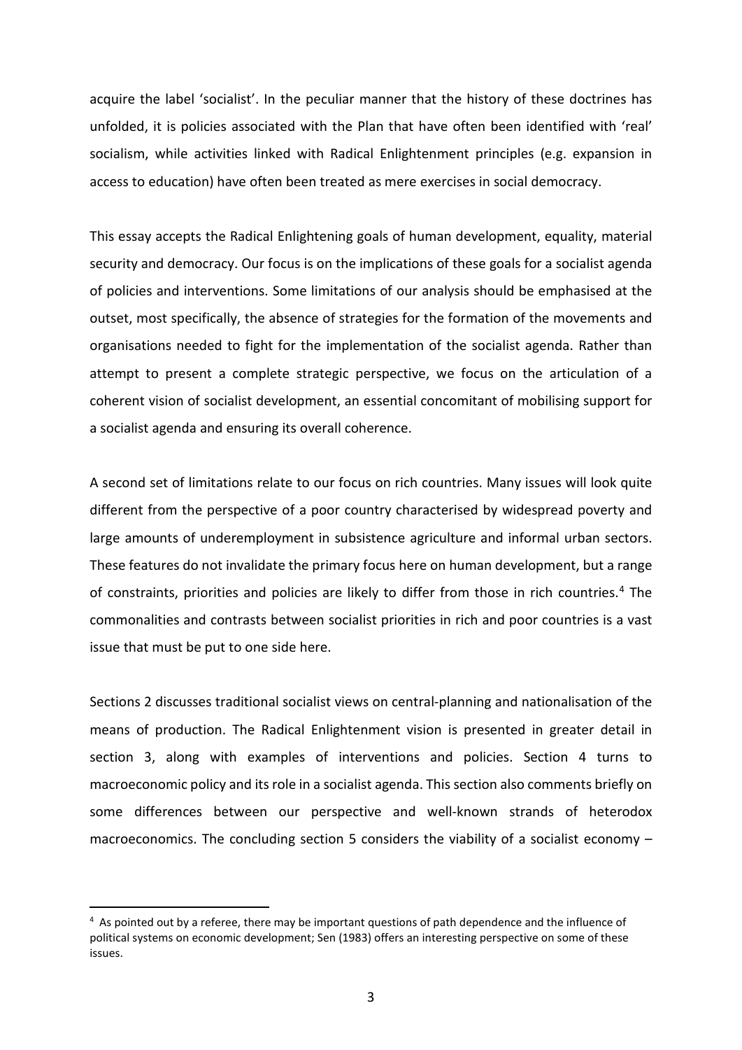acquire the label 'socialist'. In the peculiar manner that the history of these doctrines has unfolded, it is policies associated with the Plan that have often been identified with 'real' socialism, while activities linked with Radical Enlightenment principles (e.g. expansion in access to education) have often been treated as mere exercises in social democracy.

This essay accepts the Radical Enlightening goals of human development, equality, material security and democracy. Our focus is on the implications of these goals for a socialist agenda of policies and interventions. Some limitations of our analysis should be emphasised at the outset, most specifically, the absence of strategies for the formation of the movements and organisations needed to fight for the implementation of the socialist agenda. Rather than attempt to present a complete strategic perspective, we focus on the articulation of a coherent vision of socialist development, an essential concomitant of mobilising support for a socialist agenda and ensuring its overall coherence.

A second set of limitations relate to our focus on rich countries. Many issues will look quite different from the perspective of a poor country characterised by widespread poverty and large amounts of underemployment in subsistence agriculture and informal urban sectors. These features do not invalidate the primary focus here on human development, but a range of constraints, priorities and policies are likely to differ from those in rich countries.[4] The commonalities and contrasts between socialist priorities in rich and poor countries is a vast issue that must be put to one side here.

Sections 2 discusses traditional socialist views on central-planning and nationalisation of the means of production. The Radical Enlightenment vision is presented in greater detail in section 3, along with examples of interventions and policies. Section 4 turns to macroeconomic policy and its role in a socialist agenda. This section also comments briefly on some differences between our perspective and well-known strands of heterodox macroeconomics. The concluding section 5 considers the viability of a socialist economy –

[4] As pointed out by a referee, there may be important questions of path dependence and the influence of political systems on economic development; Sen (1983) offers an interesting perspective on some of these issues.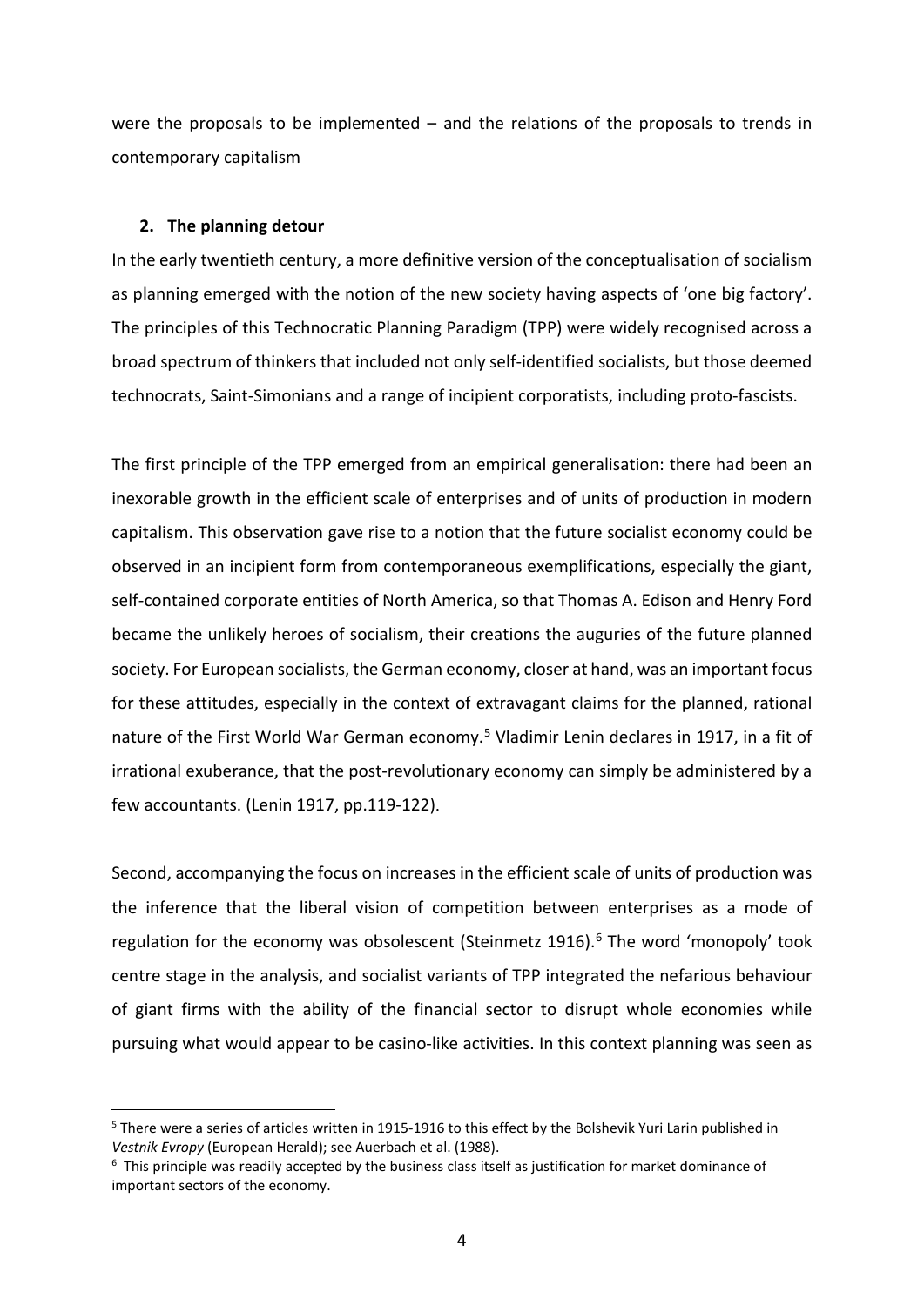were the proposals to be implemented – and the relations of the proposals to trends in contemporary capitalism

## 2. The planning detour

In the early twentieth century, a more definitive version of the conceptualisation of socialism as planning emerged with the notion of the new society having aspects of 'one big factory'. The principles of this Technocratic Planning Paradigm (TPP) were widely recognised across a broad spectrum of thinkers that included not only self-identified socialists, but those deemed technocrats, Saint-Simonians and a range of incipient corporatists, including proto-fascists.

The first principle of the TPP emerged from an empirical generalisation: there had been an inexorable growth in the efficient scale of enterprises and of units of production in modern capitalism. This observation gave rise to a notion that the future socialist economy could be observed in an incipient form from contemporaneous exemplifications, especially the giant, self-contained corporate entities of North America, so that Thomas A. Edison and Henry Ford became the unlikely heroes of socialism, their creations the auguries of the future planned society. For European socialists, the German economy, closer at hand, was an important focus for these attitudes, especially in the context of extravagant claims for the planned, rational nature of the First World War German economy.[5] Vladimir Lenin declares in 1917, in a fit of irrational exuberance, that the post-revolutionary economy can simply be administered by a few accountants. (Lenin 1917, pp.119-122).

Second, accompanying the focus on increases in the efficient scale of units of production was the inference that the liberal vision of competition between enterprises as a mode of regulation for the economy was obsolescent (Steinmetz 1916).[6] The word 'monopoly' took centre stage in the analysis, and socialist variants of TPP integrated the nefarious behaviour of giant firms with the ability of the financial sector to disrupt whole economies while pursuing what would appear to be casino-like activities. In this context planning was seen as

---

[5] There were a series of articles written in 1915-1916 to this effect by the Bolshevik Yuri Larin published in *Vestnik Evropy* (European Herald); see Auerbach et al. (1988).

[6] This principle was readily accepted by the business class itself as justification for market dominance of important sectors of the economy.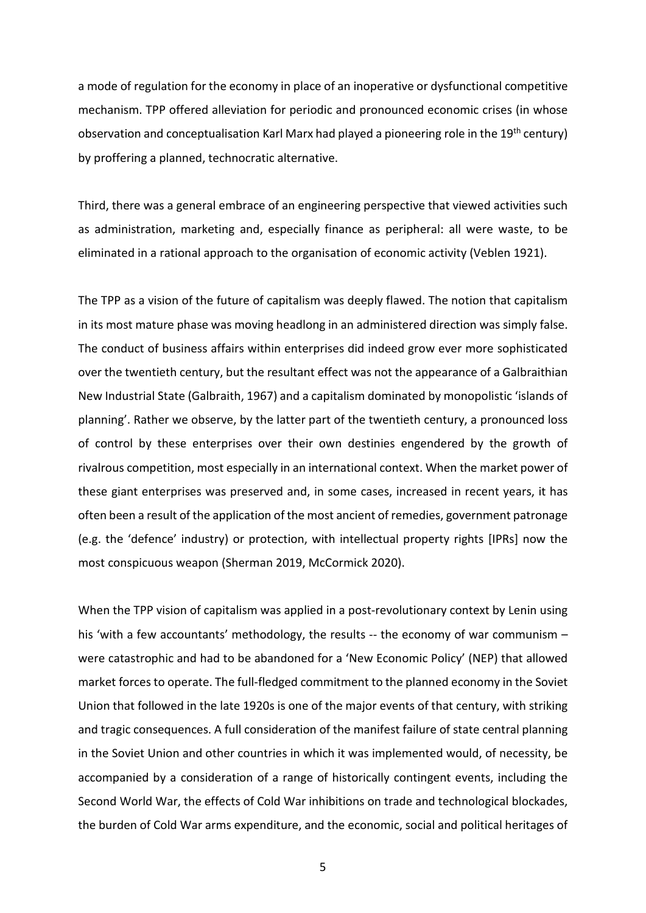a mode of regulation for the economy in place of an inoperative or dysfunctional competitive mechanism. TPP offered alleviation for periodic and pronounced economic crises (in whose observation and conceptualisation Karl Marx had played a pioneering role in the 19th century) by proffering a planned, technocratic alternative.

Third, there was a general embrace of an engineering perspective that viewed activities such as administration, marketing and, especially finance as peripheral: all were waste, to be eliminated in a rational approach to the organisation of economic activity (Veblen 1921).

The TPP as a vision of the future of capitalism was deeply flawed. The notion that capitalism in its most mature phase was moving headlong in an administered direction was simply false. The conduct of business affairs within enterprises did indeed grow ever more sophisticated over the twentieth century, but the resultant effect was not the appearance of a Galbraithian New Industrial State (Galbraith, 1967) and a capitalism dominated by monopolistic 'islands of planning'. Rather we observe, by the latter part of the twentieth century, a pronounced loss of control by these enterprises over their own destinies engendered by the growth of rivalrous competition, most especially in an international context. When the market power of these giant enterprises was preserved and, in some cases, increased in recent years, it has often been a result of the application of the most ancient of remedies, government patronage (e.g. the 'defence' industry) or protection, with intellectual property rights [IPRs] now the most conspicuous weapon (Sherman 2019, McCormick 2020).

When the TPP vision of capitalism was applied in a post-revolutionary context by Lenin using his 'with a few accountants' methodology, the results -- the economy of war communism – were catastrophic and had to be abandoned for a 'New Economic Policy' (NEP) that allowed market forces to operate. The full-fledged commitment to the planned economy in the Soviet Union that followed in the late 1920s is one of the major events of that century, with striking and tragic consequences. A full consideration of the manifest failure of state central planning in the Soviet Union and other countries in which it was implemented would, of necessity, be accompanied by a consideration of a range of historically contingent events, including the Second World War, the effects of Cold War inhibitions on trade and technological blockades, the burden of Cold War arms expenditure, and the economic, social and political heritages of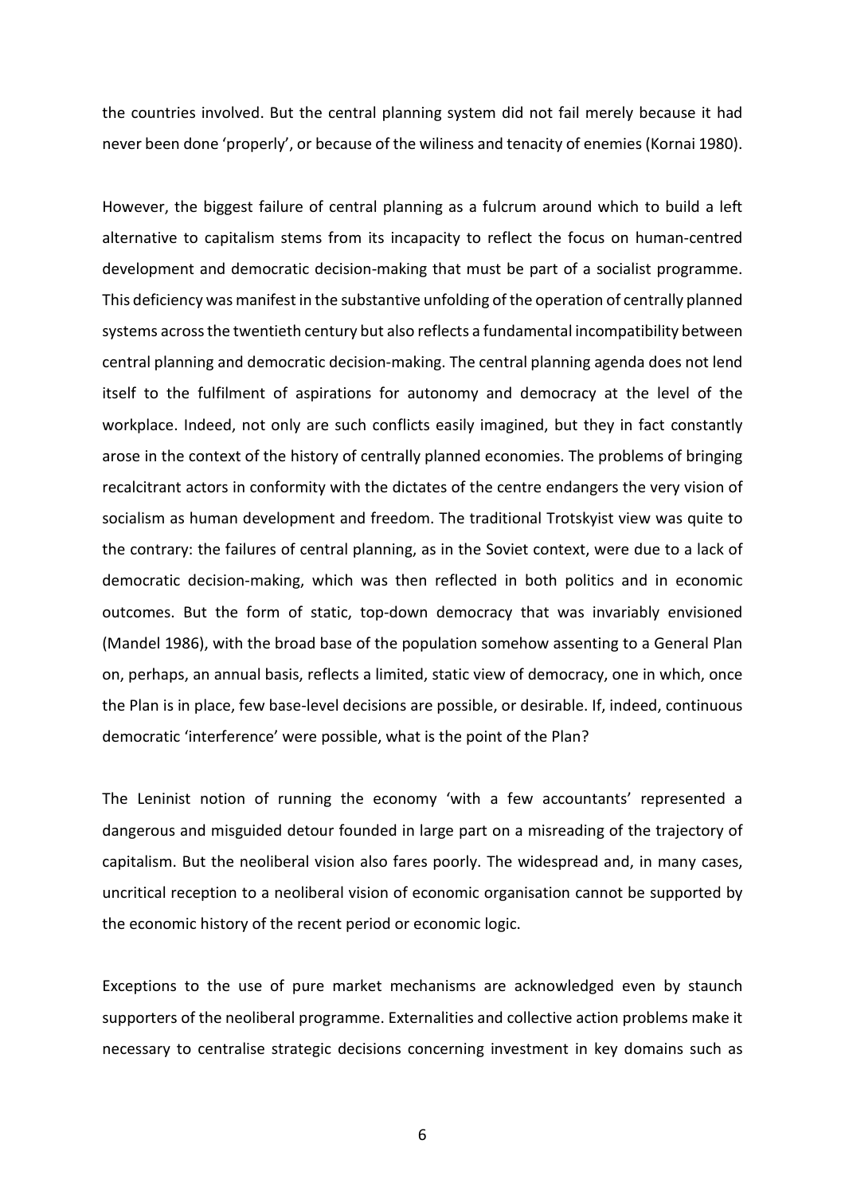the countries involved. But the central planning system did not fail merely because it had never been done 'properly', or because of the wiliness and tenacity of enemies (Kornai 1980).

However, the biggest failure of central planning as a fulcrum around which to build a left alternative to capitalism stems from its incapacity to reflect the focus on human-centred development and democratic decision-making that must be part of a socialist programme. This deficiency was manifest in the substantive unfolding of the operation of centrally planned systems across the twentieth century but also reflects a fundamental incompatibility between central planning and democratic decision-making. The central planning agenda does not lend itself to the fulfilment of aspirations for autonomy and democracy at the level of the workplace. Indeed, not only are such conflicts easily imagined, but they in fact constantly arose in the context of the history of centrally planned economies. The problems of bringing recalcitrant actors in conformity with the dictates of the centre endangers the very vision of socialism as human development and freedom. The traditional Trotskyist view was quite to the contrary: the failures of central planning, as in the Soviet context, were due to a lack of democratic decision-making, which was then reflected in both politics and in economic outcomes. But the form of static, top-down democracy that was invariably envisioned (Mandel 1986), with the broad base of the population somehow assenting to a General Plan on, perhaps, an annual basis, reflects a limited, static view of democracy, one in which, once the Plan is in place, few base-level decisions are possible, or desirable. If, indeed, continuous democratic 'interference' were possible, what is the point of the Plan?

The Leninist notion of running the economy 'with a few accountants' represented a dangerous and misguided detour founded in large part on a misreading of the trajectory of capitalism. But the neoliberal vision also fares poorly. The widespread and, in many cases, uncritical reception to a neoliberal vision of economic organisation cannot be supported by the economic history of the recent period or economic logic.

Exceptions to the use of pure market mechanisms are acknowledged even by staunch supporters of the neoliberal programme. Externalities and collective action problems make it necessary to centralise strategic decisions concerning investment in key domains such as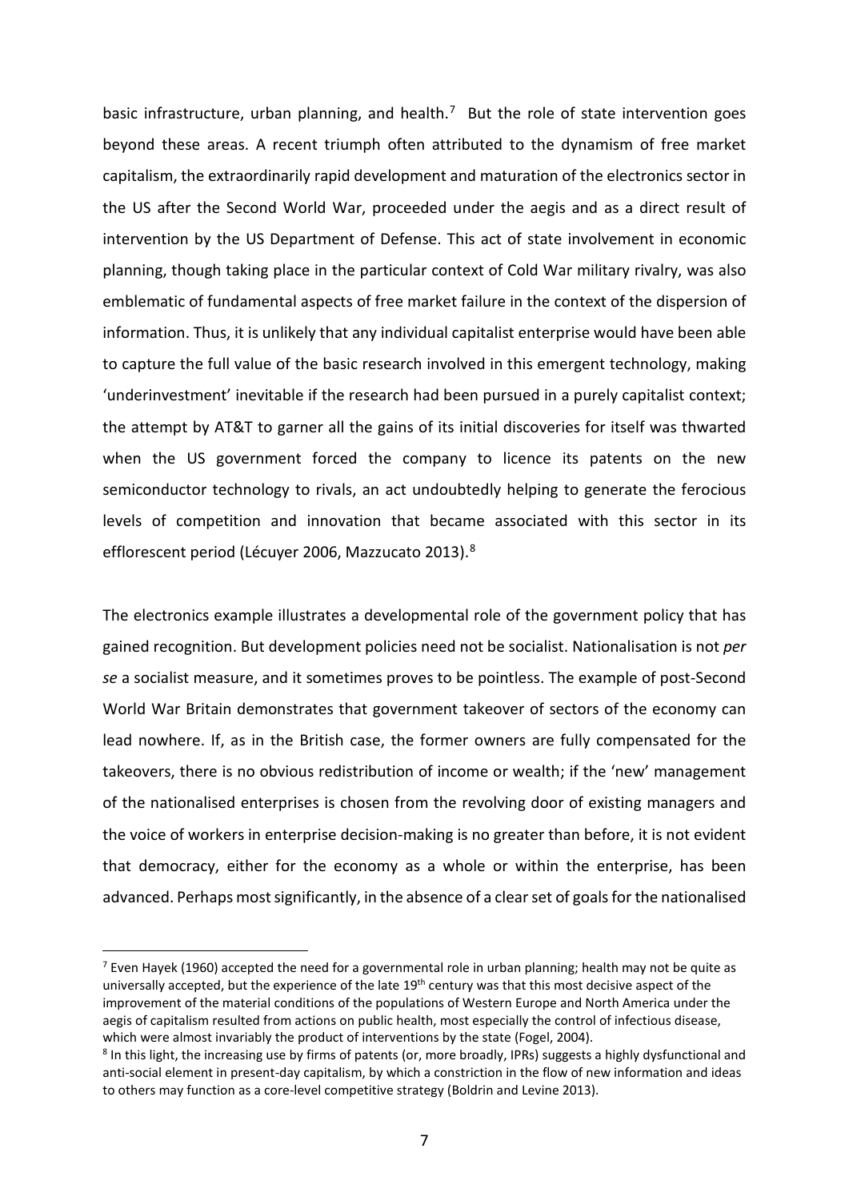basic infrastructure, urban planning, and health.[7] But the role of state intervention goes beyond these areas. A recent triumph often attributed to the dynamism of free market capitalism, the extraordinarily rapid development and maturation of the electronics sector in the US after the Second World War, proceeded under the aegis and as a direct result of intervention by the US Department of Defense. This act of state involvement in economic planning, though taking place in the particular context of Cold War military rivalry, was also emblematic of fundamental aspects of free market failure in the context of the dispersion of information. Thus, it is unlikely that any individual capitalist enterprise would have been able to capture the full value of the basic research involved in this emergent technology, making 'underinvestment' inevitable if the research had been pursued in a purely capitalist context; the attempt by AT&T to garner all the gains of its initial discoveries for itself was thwarted when the US government forced the company to licence its patents on the new semiconductor technology to rivals, an act undoubtedly helping to generate the ferocious levels of competition and innovation that became associated with this sector in its efflorescent period (Lécuyer 2006, Mazzucato 2013).[8]

The electronics example illustrates a developmental role of the government policy that has gained recognition. But development policies need not be socialist. Nationalisation is not *per se* a socialist measure, and it sometimes proves to be pointless. The example of post-Second World War Britain demonstrates that government takeover of sectors of the economy can lead nowhere. If, as in the British case, the former owners are fully compensated for the takeovers, there is no obvious redistribution of income or wealth; if the 'new' management of the nationalised enterprises is chosen from the revolving door of existing managers and the voice of workers in enterprise decision-making is no greater than before, it is not evident that democracy, either for the economy as a whole or within the enterprise, has been advanced. Perhaps most significantly, in the absence of a clear set of goals for the nationalised

[7] Even Hayek (1960) accepted the need for a governmental role in urban planning; health may not be quite as universally accepted, but the experience of the late 19th century was that this most decisive aspect of the improvement of the material conditions of the populations of Western Europe and North America under the aegis of capitalism resulted from actions on public health, most especially the control of infectious disease, which were almost invariably the product of interventions by the state (Fogel, 2004).

[8] In this light, the increasing use by firms of patents (or, more broadly, IPRs) suggests a highly dysfunctional and anti-social element in present-day capitalism, by which a constriction in the flow of new information and ideas to others may function as a core-level competitive strategy (Boldrin and Levine 2013).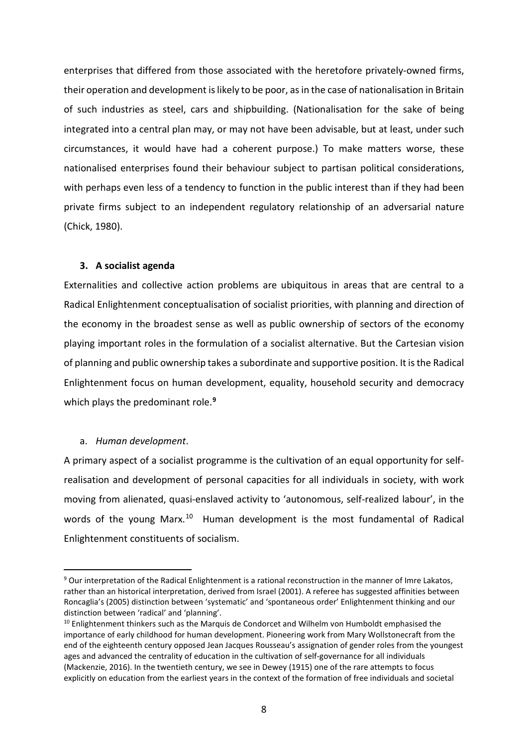enterprises that differed from those associated with the heretofore privately-owned firms, their operation and development is likely to be poor, as in the case of nationalisation in Britain of such industries as steel, cars and shipbuilding. (Nationalisation for the sake of being integrated into a central plan may, or may not have been advisable, but at least, under such circumstances, it would have had a coherent purpose.) To make matters worse, these nationalised enterprises found their behaviour subject to partisan political considerations, with perhaps even less of a tendency to function in the public interest than if they had been private firms subject to an independent regulatory relationship of an adversarial nature (Chick, 1980).

### 3. A socialist agenda

Externalities and collective action problems are ubiquitous in areas that are central to a Radical Enlightenment conceptualisation of socialist priorities, with planning and direction of the economy in the broadest sense as well as public ownership of sectors of the economy playing important roles in the formulation of a socialist alternative. But the Cartesian vision of planning and public ownership takes a subordinate and supportive position. It is the Radical Enlightenment focus on human development, equality, household security and democracy which plays the predominant role.[9]

#### a. *Human development*.

A primary aspect of a socialist programme is the cultivation of an equal opportunity for self-realisation and development of personal capacities for all individuals in society, with work moving from alienated, quasi-enslaved activity to 'autonomous, self-realized labour', in the words of the young Marx.[10] Human development is the most fundamental of Radical Enlightenment constituents of socialism.

---

[9] Our interpretation of the Radical Enlightenment is a rational reconstruction in the manner of Imre Lakatos, rather than an historical interpretation, derived from Israel (2001). A referee has suggested affinities between Roncaglia's (2005) distinction between 'systematic' and 'spontaneous order' Enlightenment thinking and our distinction between 'radical' and 'planning'.

[10] Enlightenment thinkers such as the Marquis de Condorcet and Wilhelm von Humboldt emphasised the importance of early childhood for human development. Pioneering work from Mary Wollstonecraft from the end of the eighteenth century opposed Jean Jacques Rousseau's assignation of gender roles from the youngest ages and advanced the centrality of education in the cultivation of self-governance for all individuals (Mackenzie, 2016). In the twentieth century, we see in Dewey (1915) one of the rare attempts to focus explicitly on education from the earliest years in the context of the formation of free individuals and societal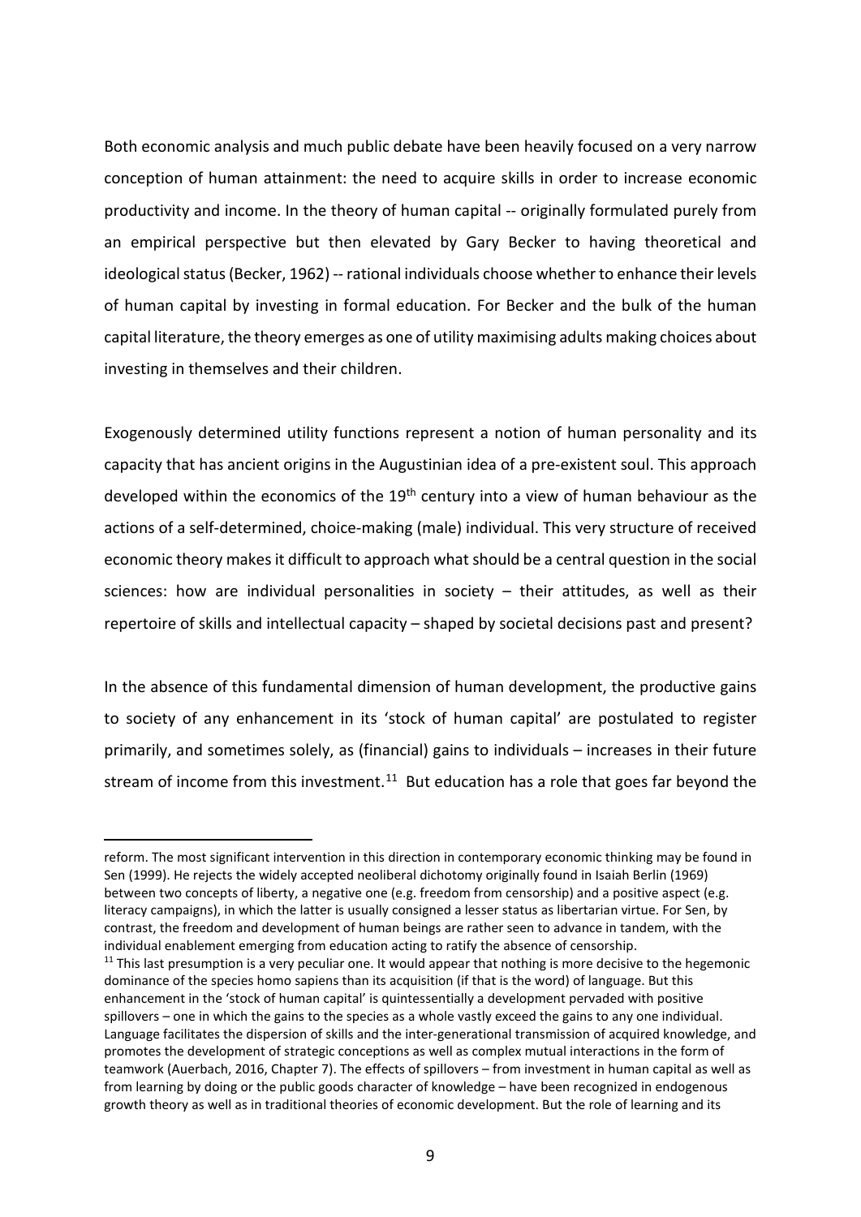Both economic analysis and much public debate have been heavily focused on a very narrow conception of human attainment: the need to acquire skills in order to increase economic productivity and income. In the theory of human capital -- originally formulated purely from an empirical perspective but then elevated by Gary Becker to having theoretical and ideological status (Becker, 1962) -- rational individuals choose whether to enhance their levels of human capital by investing in formal education. For Becker and the bulk of the human capital literature, the theory emerges as one of utility maximising adults making choices about investing in themselves and their children.

Exogenously determined utility functions represent a notion of human personality and its capacity that has ancient origins in the Augustinian idea of a pre-existent soul. This approach developed within the economics of the 19th century into a view of human behaviour as the actions of a self-determined, choice-making (male) individual. This very structure of received economic theory makes it difficult to approach what should be a central question in the social sciences: how are individual personalities in society – their attitudes, as well as their repertoire of skills and intellectual capacity – shaped by societal decisions past and present?

In the absence of this fundamental dimension of human development, the productive gains to society of any enhancement in its 'stock of human capital' are postulated to register primarily, and sometimes solely, as (financial) gains to individuals – increases in their future stream of income from this investment.[11] But education has a role that goes far beyond the

---

reform. The most significant intervention in this direction in contemporary economic thinking may be found in Sen (1999). He rejects the widely accepted neoliberal dichotomy originally found in Isaiah Berlin (1969) between two concepts of liberty, a negative one (e.g. freedom from censorship) and a positive aspect (e.g. literacy campaigns), in which the latter is usually consigned a lesser status as libertarian virtue. For Sen, by contrast, the freedom and development of human beings are rather seen to advance in tandem, with the individual enablement emerging from education acting to ratify the absence of censorship.

[11] This last presumption is a very peculiar one. It would appear that nothing is more decisive to the hegemonic dominance of the species homo sapiens than its acquisition (if that is the word) of language. But this enhancement in the 'stock of human capital' is quintessentially a development pervaded with positive spillovers – one in which the gains to the species as a whole vastly exceed the gains to any one individual. Language facilitates the dispersion of skills and the inter-generational transmission of acquired knowledge, and promotes the development of strategic conceptions as well as complex mutual interactions in the form of teamwork (Auerbach, 2016, Chapter 7). The effects of spillovers – from investment in human capital as well as from learning by doing or the public goods character of knowledge – have been recognized in endogenous growth theory as well as in traditional theories of economic development. But the role of learning and its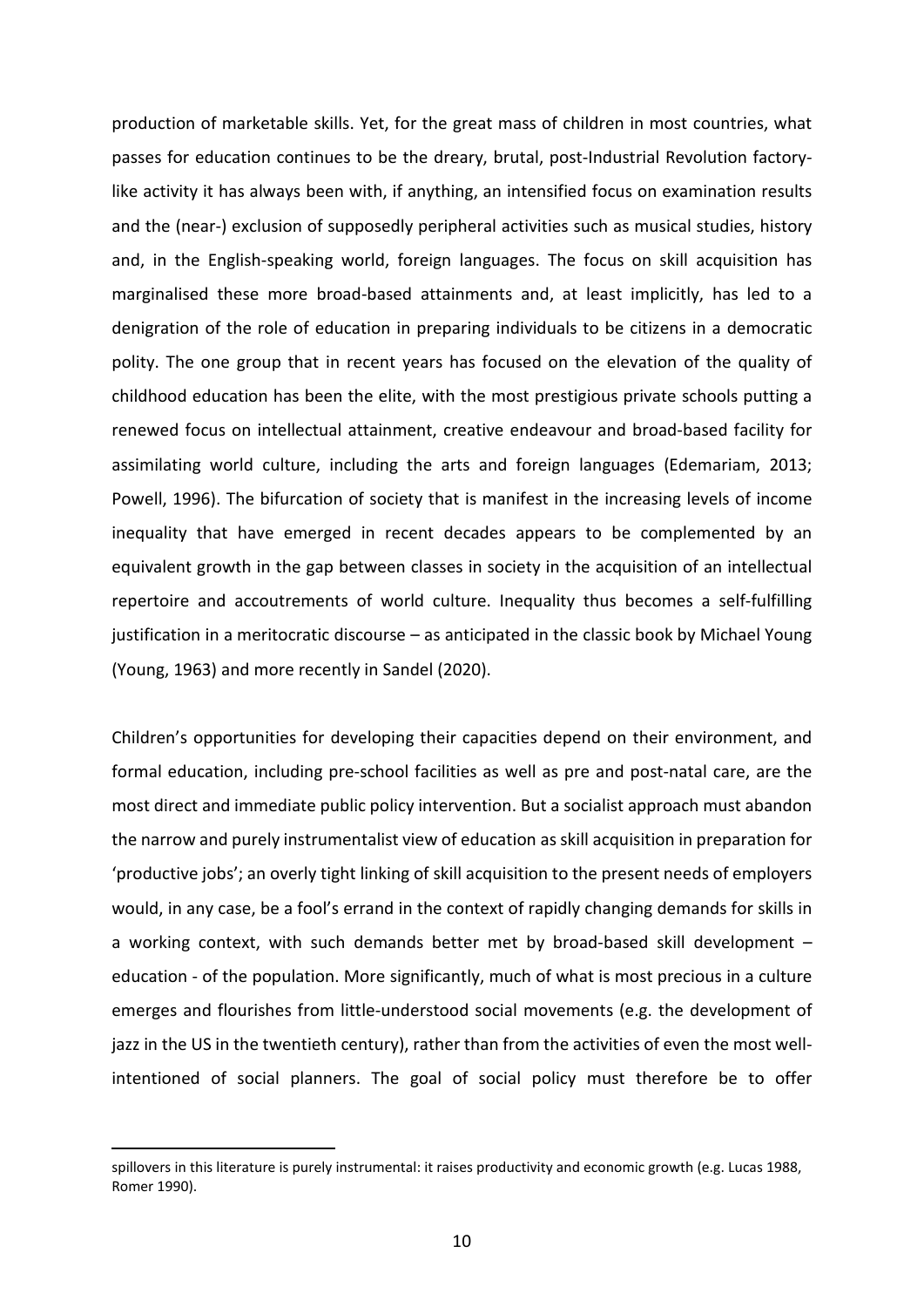production of marketable skills. Yet, for the great mass of children in most countries, what passes for education continues to be the dreary, brutal, post-Industrial Revolution factory-like activity it has always been with, if anything, an intensified focus on examination results and the (near-) exclusion of supposedly peripheral activities such as musical studies, history and, in the English-speaking world, foreign languages. The focus on skill acquisition has marginalised these more broad-based attainments and, at least implicitly, has led to a denigration of the role of education in preparing individuals to be citizens in a democratic polity. The one group that in recent years has focused on the elevation of the quality of childhood education has been the elite, with the most prestigious private schools putting a renewed focus on intellectual attainment, creative endeavour and broad-based facility for assimilating world culture, including the arts and foreign languages (Edemariam, 2013; Powell, 1996). The bifurcation of society that is manifest in the increasing levels of income inequality that have emerged in recent decades appears to be complemented by an equivalent growth in the gap between classes in society in the acquisition of an intellectual repertoire and accoutrements of world culture. Inequality thus becomes a self-fulfilling justification in a meritocratic discourse – as anticipated in the classic book by Michael Young (Young, 1963) and more recently in Sandel (2020).

Children's opportunities for developing their capacities depend on their environment, and formal education, including pre-school facilities as well as pre and post-natal care, are the most direct and immediate public policy intervention. But a socialist approach must abandon the narrow and purely instrumentalist view of education as skill acquisition in preparation for 'productive jobs'; an overly tight linking of skill acquisition to the present needs of employers would, in any case, be a fool's errand in the context of rapidly changing demands for skills in a working context, with such demands better met by broad-based skill development – education - of the population. More significantly, much of what is most precious in a culture emerges and flourishes from little-understood social movements (e.g. the development of jazz in the US in the twentieth century), rather than from the activities of even the most well-intentioned of social planners. The goal of social policy must therefore be to offer

spillovers in this literature is purely instrumental: it raises productivity and economic growth (e.g. Lucas 1988, Romer 1990).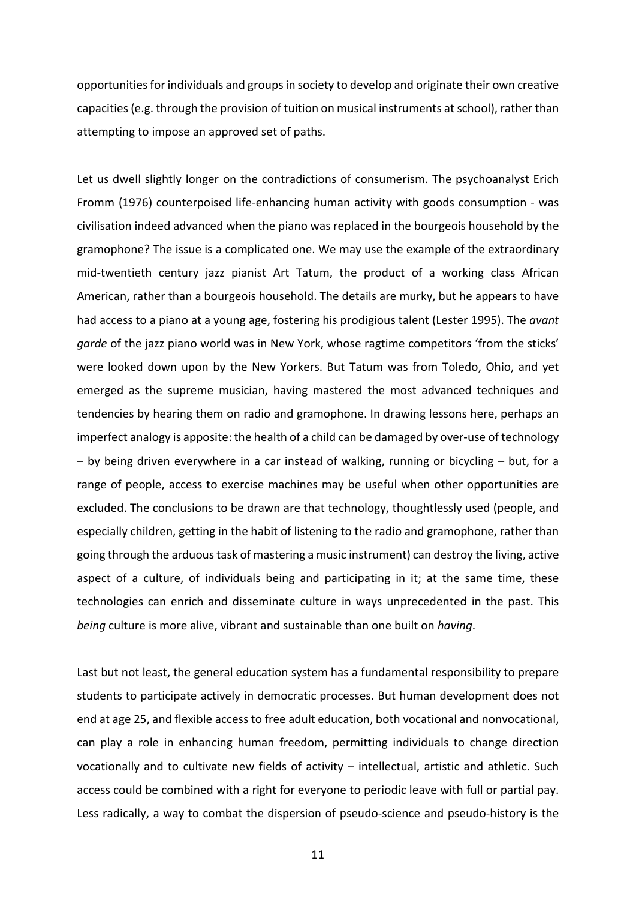opportunities for individuals and groups in society to develop and originate their own creative capacities (e.g. through the provision of tuition on musical instruments at school), rather than attempting to impose an approved set of paths.

Let us dwell slightly longer on the contradictions of consumerism. The psychoanalyst Erich Fromm (1976) counterpoised life-enhancing human activity with goods consumption - was civilisation indeed advanced when the piano was replaced in the bourgeois household by the gramophone? The issue is a complicated one. We may use the example of the extraordinary mid-twentieth century jazz pianist Art Tatum, the product of a working class African American, rather than a bourgeois household. The details are murky, but he appears to have had access to a piano at a young age, fostering his prodigious talent (Lester 1995). The *avant garde* of the jazz piano world was in New York, whose ragtime competitors 'from the sticks' were looked down upon by the New Yorkers. But Tatum was from Toledo, Ohio, and yet emerged as the supreme musician, having mastered the most advanced techniques and tendencies by hearing them on radio and gramophone. In drawing lessons here, perhaps an imperfect analogy is apposite: the health of a child can be damaged by over-use of technology – by being driven everywhere in a car instead of walking, running or bicycling – but, for a range of people, access to exercise machines may be useful when other opportunities are excluded. The conclusions to be drawn are that technology, thoughtlessly used (people, and especially children, getting in the habit of listening to the radio and gramophone, rather than going through the arduous task of mastering a music instrument) can destroy the living, active aspect of a culture, of individuals being and participating in it; at the same time, these technologies can enrich and disseminate culture in ways unprecedented in the past. This *being* culture is more alive, vibrant and sustainable than one built on *having*.

Last but not least, the general education system has a fundamental responsibility to prepare students to participate actively in democratic processes. But human development does not end at age 25, and flexible access to free adult education, both vocational and nonvocational, can play a role in enhancing human freedom, permitting individuals to change direction vocationally and to cultivate new fields of activity – intellectual, artistic and athletic. Such access could be combined with a right for everyone to periodic leave with full or partial pay. Less radically, a way to combat the dispersion of pseudo-science and pseudo-history is the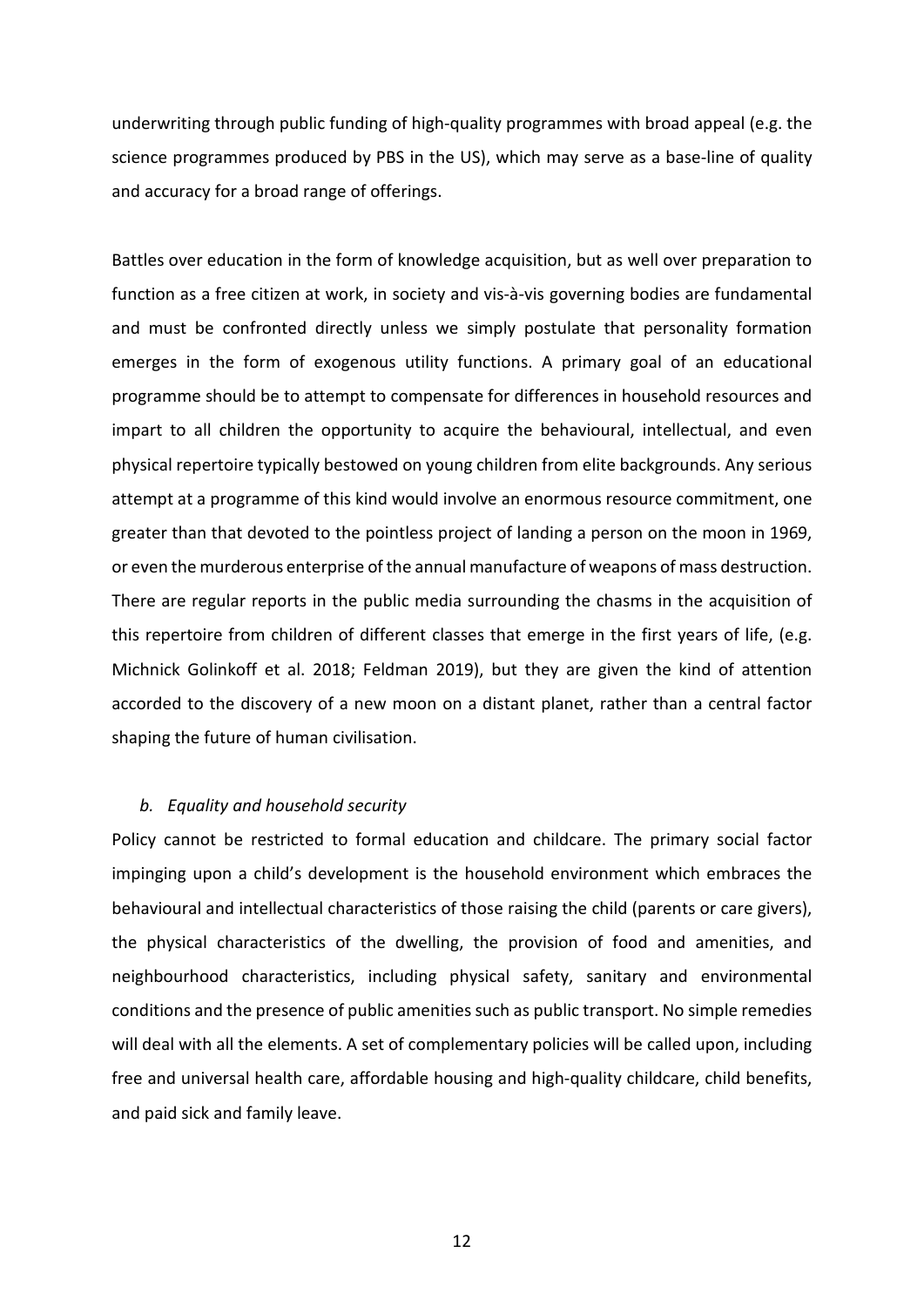underwriting through public funding of high-quality programmes with broad appeal (e.g. the science programmes produced by PBS in the US), which may serve as a base-line of quality and accuracy for a broad range of offerings.

Battles over education in the form of knowledge acquisition, but as well over preparation to function as a free citizen at work, in society and vis-à-vis governing bodies are fundamental and must be confronted directly unless we simply postulate that personality formation emerges in the form of exogenous utility functions. A primary goal of an educational programme should be to attempt to compensate for differences in household resources and impart to all children the opportunity to acquire the behavioural, intellectual, and even physical repertoire typically bestowed on young children from elite backgrounds. Any serious attempt at a programme of this kind would involve an enormous resource commitment, one greater than that devoted to the pointless project of landing a person on the moon in 1969, or even the murderous enterprise of the annual manufacture of weapons of mass destruction. There are regular reports in the public media surrounding the chasms in the acquisition of this repertoire from children of different classes that emerge in the first years of life, (e.g. Michnick Golinkoff et al. 2018; Feldman 2019), but they are given the kind of attention accorded to the discovery of a new moon on a distant planet, rather than a central factor shaping the future of human civilisation.

### *b. Equality and household security*

Policy cannot be restricted to formal education and childcare. The primary social factor impinging upon a child's development is the household environment which embraces the behavioural and intellectual characteristics of those raising the child (parents or care givers), the physical characteristics of the dwelling, the provision of food and amenities, and neighbourhood characteristics, including physical safety, sanitary and environmental conditions and the presence of public amenities such as public transport. No simple remedies will deal with all the elements. A set of complementary policies will be called upon, including free and universal health care, affordable housing and high-quality childcare, child benefits, and paid sick and family leave.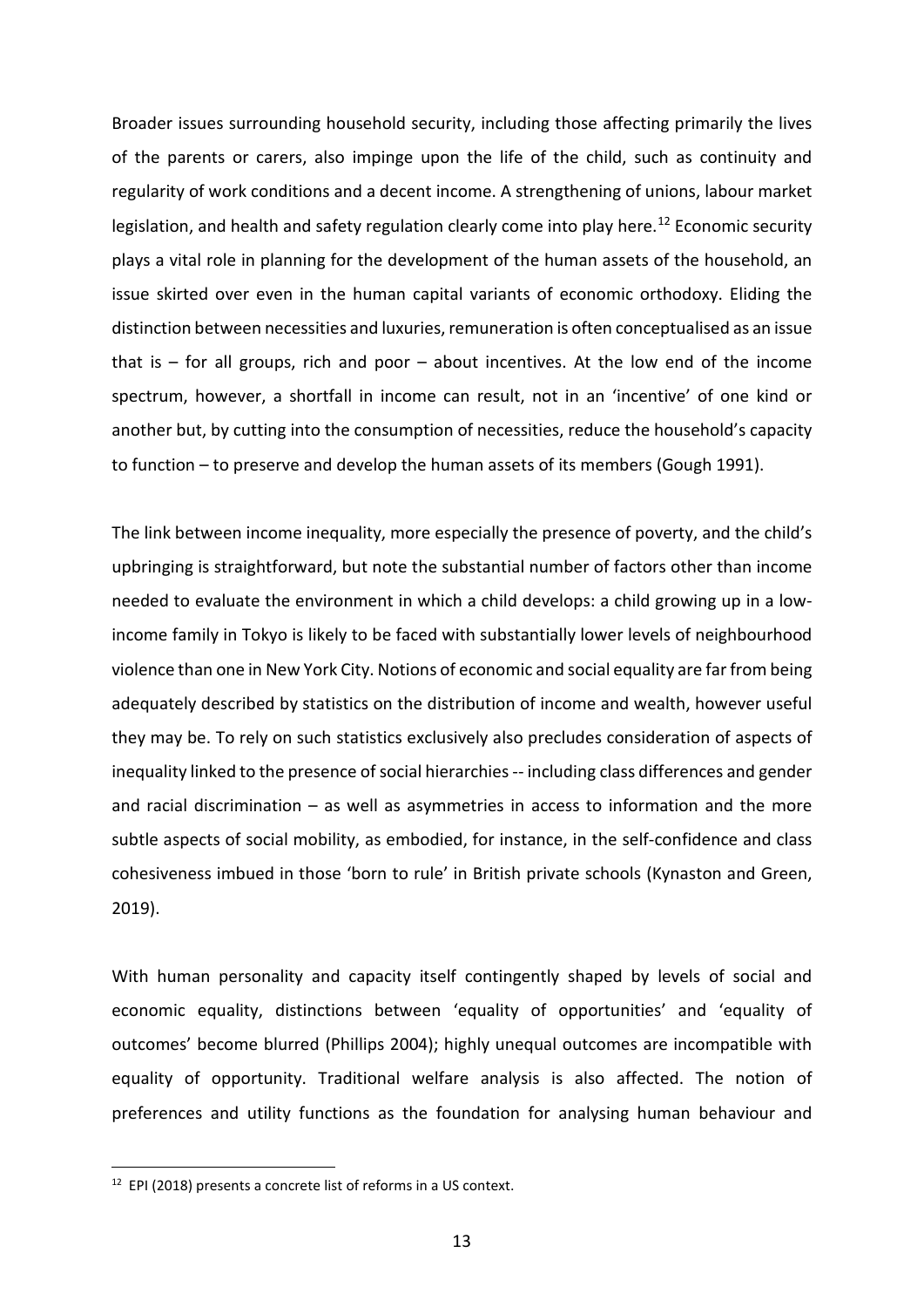Broader issues surrounding household security, including those affecting primarily the lives of the parents or carers, also impinge upon the life of the child, such as continuity and regularity of work conditions and a decent income. A strengthening of unions, labour market legislation, and health and safety regulation clearly come into play here.[12] Economic security plays a vital role in planning for the development of the human assets of the household, an issue skirted over even in the human capital variants of economic orthodoxy. Eliding the distinction between necessities and luxuries, remuneration is often conceptualised as an issue that is – for all groups, rich and poor – about incentives. At the low end of the income spectrum, however, a shortfall in income can result, not in an 'incentive' of one kind or another but, by cutting into the consumption of necessities, reduce the household's capacity to function – to preserve and develop the human assets of its members (Gough 1991).

The link between income inequality, more especially the presence of poverty, and the child's upbringing is straightforward, but note the substantial number of factors other than income needed to evaluate the environment in which a child develops: a child growing up in a low-income family in Tokyo is likely to be faced with substantially lower levels of neighbourhood violence than one in New York City. Notions of economic and social equality are far from being adequately described by statistics on the distribution of income and wealth, however useful they may be. To rely on such statistics exclusively also precludes consideration of aspects of inequality linked to the presence of social hierarchies -- including class differences and gender and racial discrimination – as well as asymmetries in access to information and the more subtle aspects of social mobility, as embodied, for instance, in the self-confidence and class cohesiveness imbued in those 'born to rule' in British private schools (Kynaston and Green, 2019).

With human personality and capacity itself contingently shaped by levels of social and economic equality, distinctions between 'equality of opportunities' and 'equality of outcomes' become blurred (Phillips 2004); highly unequal outcomes are incompatible with equality of opportunity. Traditional welfare analysis is also affected. The notion of preferences and utility functions as the foundation for analysing human behaviour and

[12] EPI (2018) presents a concrete list of reforms in a US context.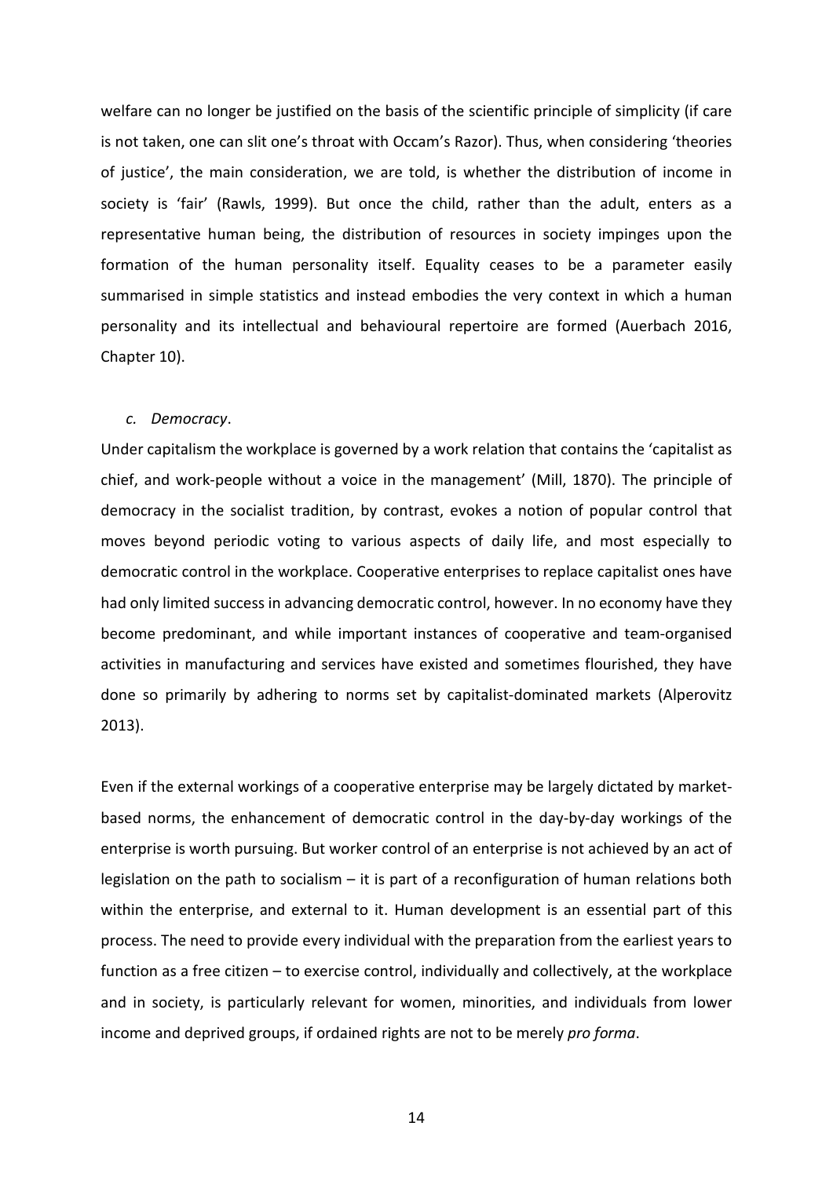welfare can no longer be justified on the basis of the scientific principle of simplicity (if care is not taken, one can slit one's throat with Occam's Razor). Thus, when considering 'theories of justice', the main consideration, we are told, is whether the distribution of income in society is 'fair' (Rawls, 1999). But once the child, rather than the adult, enters as a representative human being, the distribution of resources in society impinges upon the formation of the human personality itself. Equality ceases to be a parameter easily summarised in simple statistics and instead embodies the very context in which a human personality and its intellectual and behavioural repertoire are formed (Auerbach 2016, Chapter 10).

*c. Democracy*.

Under capitalism the workplace is governed by a work relation that contains the 'capitalist as chief, and work-people without a voice in the management' (Mill, 1870). The principle of democracy in the socialist tradition, by contrast, evokes a notion of popular control that moves beyond periodic voting to various aspects of daily life, and most especially to democratic control in the workplace. Cooperative enterprises to replace capitalist ones have had only limited success in advancing democratic control, however. In no economy have they become predominant, and while important instances of cooperative and team-organised activities in manufacturing and services have existed and sometimes flourished, they have done so primarily by adhering to norms set by capitalist-dominated markets (Alperovitz 2013).

Even if the external workings of a cooperative enterprise may be largely dictated by market-based norms, the enhancement of democratic control in the day-by-day workings of the enterprise is worth pursuing. But worker control of an enterprise is not achieved by an act of legislation on the path to socialism – it is part of a reconfiguration of human relations both within the enterprise, and external to it. Human development is an essential part of this process. The need to provide every individual with the preparation from the earliest years to function as a free citizen – to exercise control, individually and collectively, at the workplace and in society, is particularly relevant for women, minorities, and individuals from lower income and deprived groups, if ordained rights are not to be merely *pro forma*.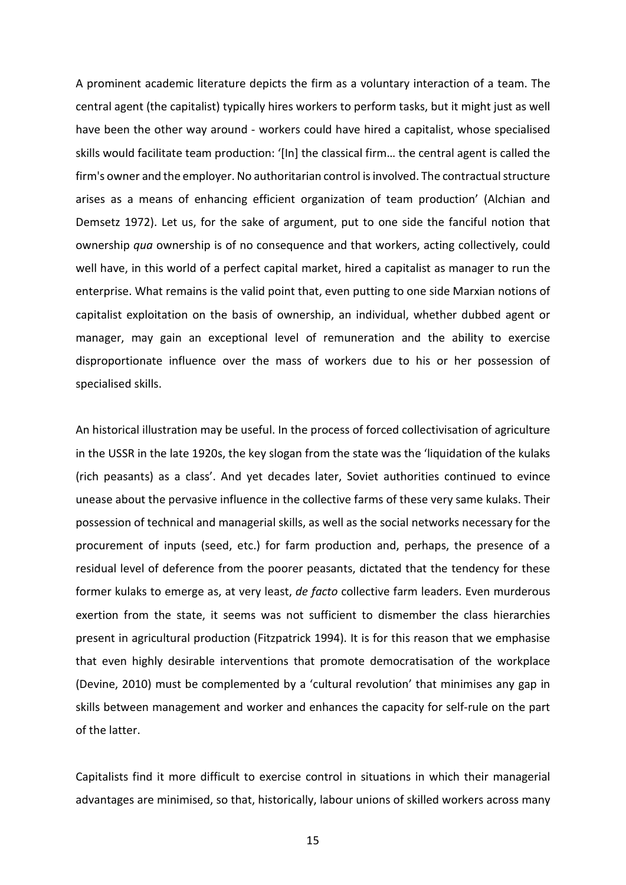A prominent academic literature depicts the firm as a voluntary interaction of a team. The central agent (the capitalist) typically hires workers to perform tasks, but it might just as well have been the other way around - workers could have hired a capitalist, whose specialised skills would facilitate team production: '[In] the classical firm… the central agent is called the firm's owner and the employer. No authoritarian control is involved. The contractual structure arises as a means of enhancing efficient organization of team production' (Alchian and Demsetz 1972). Let us, for the sake of argument, put to one side the fanciful notion that ownership *qua* ownership is of no consequence and that workers, acting collectively, could well have, in this world of a perfect capital market, hired a capitalist as manager to run the enterprise. What remains is the valid point that, even putting to one side Marxian notions of capitalist exploitation on the basis of ownership, an individual, whether dubbed agent or manager, may gain an exceptional level of remuneration and the ability to exercise disproportionate influence over the mass of workers due to his or her possession of specialised skills.

An historical illustration may be useful. In the process of forced collectivisation of agriculture in the USSR in the late 1920s, the key slogan from the state was the 'liquidation of the kulaks (rich peasants) as a class'. And yet decades later, Soviet authorities continued to evince unease about the pervasive influence in the collective farms of these very same kulaks. Their possession of technical and managerial skills, as well as the social networks necessary for the procurement of inputs (seed, etc.) for farm production and, perhaps, the presence of a residual level of deference from the poorer peasants, dictated that the tendency for these former kulaks to emerge as, at very least, *de facto* collective farm leaders. Even murderous exertion from the state, it seems was not sufficient to dismember the class hierarchies present in agricultural production (Fitzpatrick 1994). It is for this reason that we emphasise that even highly desirable interventions that promote democratisation of the workplace (Devine, 2010) must be complemented by a 'cultural revolution' that minimises any gap in skills between management and worker and enhances the capacity for self-rule on the part of the latter.

Capitalists find it more difficult to exercise control in situations in which their managerial advantages are minimised, so that, historically, labour unions of skilled workers across many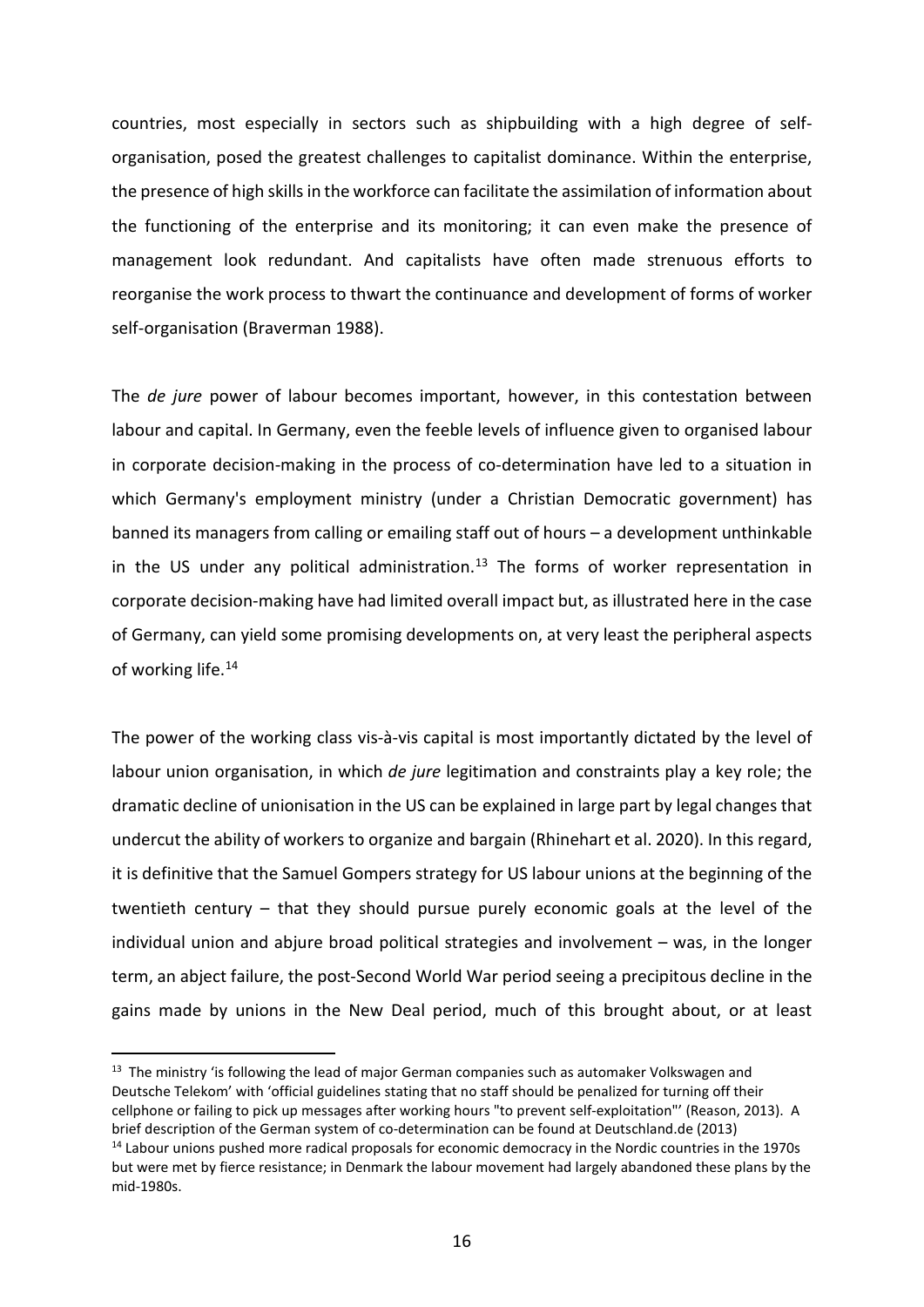countries, most especially in sectors such as shipbuilding with a high degree of self-organisation, posed the greatest challenges to capitalist dominance. Within the enterprise, the presence of high skills in the workforce can facilitate the assimilation of information about the functioning of the enterprise and its monitoring; it can even make the presence of management look redundant. And capitalists have often made strenuous efforts to reorganise the work process to thwart the continuance and development of forms of worker self-organisation (Braverman 1988).

The *de jure* power of labour becomes important, however, in this contestation between labour and capital. In Germany, even the feeble levels of influence given to organised labour in corporate decision-making in the process of co-determination have led to a situation in which Germany's employment ministry (under a Christian Democratic government) has banned its managers from calling or emailing staff out of hours – a development unthinkable in the US under any political administration.[13] The forms of worker representation in corporate decision-making have had limited overall impact but, as illustrated here in the case of Germany, can yield some promising developments on, at very least the peripheral aspects of working life.[14]

The power of the working class vis-à-vis capital is most importantly dictated by the level of labour union organisation, in which *de jure* legitimation and constraints play a key role; the dramatic decline of unionisation in the US can be explained in large part by legal changes that undercut the ability of workers to organize and bargain (Rhinehart et al. 2020). In this regard, it is definitive that the Samuel Gompers strategy for US labour unions at the beginning of the twentieth century – that they should pursue purely economic goals at the level of the individual union and abjure broad political strategies and involvement – was, in the longer term, an abject failure, the post-Second World War period seeing a precipitous decline in the gains made by unions in the New Deal period, much of this brought about, or at least

---

[13] The ministry 'is following the lead of major German companies such as automaker Volkswagen and Deutsche Telekom' with 'official guidelines stating that no staff should be penalized for turning off their cellphone or failing to pick up messages after working hours "to prevent self-exploitation"' (Reason, 2013). A brief description of the German system of co-determination can be found at Deutschland.de (2013)

[14] Labour unions pushed more radical proposals for economic democracy in the Nordic countries in the 1970s but were met by fierce resistance; in Denmark the labour movement had largely abandoned these plans by the mid-1980s.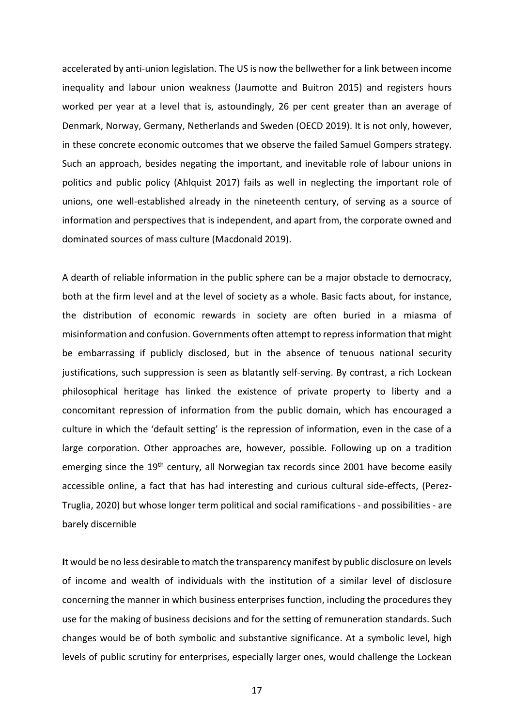accelerated by anti-union legislation. The US is now the bellwether for a link between income inequality and labour union weakness (Jaumotte and Buitron 2015) and registers hours worked per year at a level that is, astoundingly, 26 per cent greater than an average of Denmark, Norway, Germany, Netherlands and Sweden (OECD 2019). It is not only, however, in these concrete economic outcomes that we observe the failed Samuel Gompers strategy. Such an approach, besides negating the important, and inevitable role of labour unions in politics and public policy (Ahlquist 2017) fails as well in neglecting the important role of unions, one well-established already in the nineteenth century, of serving as a source of information and perspectives that is independent, and apart from, the corporate owned and dominated sources of mass culture (Macdonald 2019).

A dearth of reliable information in the public sphere can be a major obstacle to democracy, both at the firm level and at the level of society as a whole. Basic facts about, for instance, the distribution of economic rewards in society are often buried in a miasma of misinformation and confusion. Governments often attempt to repress information that might be embarrassing if publicly disclosed, but in the absence of tenuous national security justifications, such suppression is seen as blatantly self-serving. By contrast, a rich Lockean philosophical heritage has linked the existence of private property to liberty and a concomitant repression of information from the public domain, which has encouraged a culture in which the 'default setting' is the repression of information, even in the case of a large corporation. Other approaches are, however, possible. Following up on a tradition emerging since the 19th century, all Norwegian tax records since 2001 have become easily accessible online, a fact that has had interesting and curious cultural side-effects, (Perez-Truglia, 2020) but whose longer term political and social ramifications - and possibilities - are barely discernible

**I**t would be no less desirable to match the transparency manifest by public disclosure on levels of income and wealth of individuals with the institution of a similar level of disclosure concerning the manner in which business enterprises function, including the procedures they use for the making of business decisions and for the setting of remuneration standards. Such changes would be of both symbolic and substantive significance. At a symbolic level, high levels of public scrutiny for enterprises, especially larger ones, would challenge the Lockean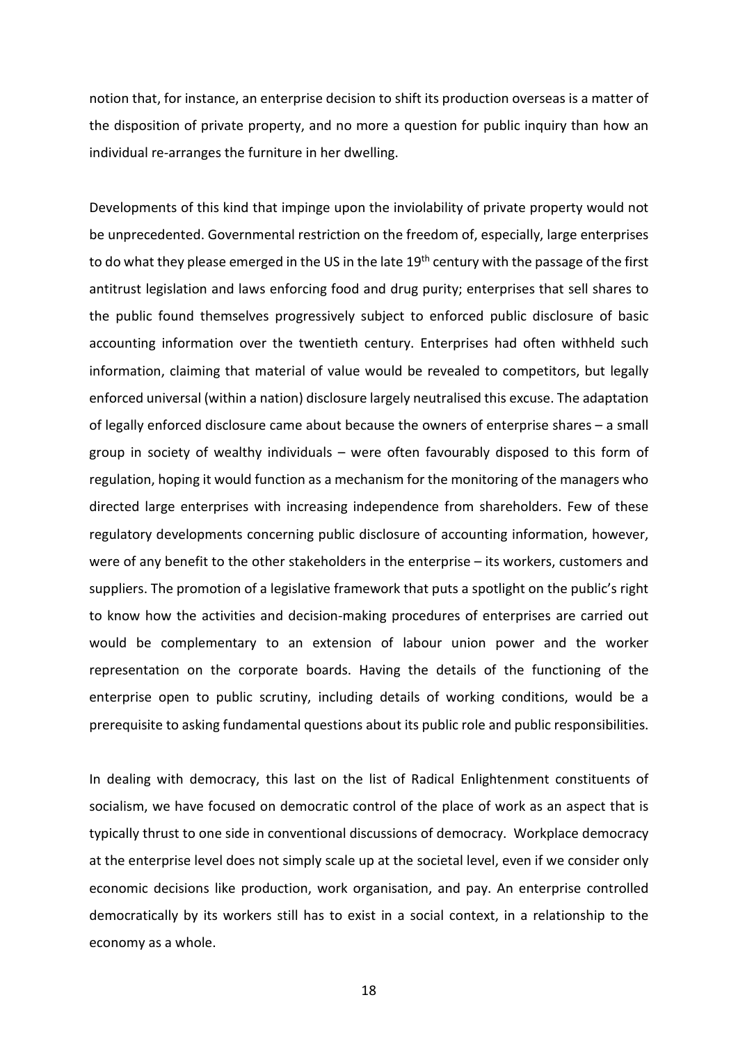notion that, for instance, an enterprise decision to shift its production overseas is a matter of the disposition of private property, and no more a question for public inquiry than how an individual re-arranges the furniture in her dwelling.

Developments of this kind that impinge upon the inviolability of private property would not be unprecedented. Governmental restriction on the freedom of, especially, large enterprises to do what they please emerged in the US in the late 19th century with the passage of the first antitrust legislation and laws enforcing food and drug purity; enterprises that sell shares to the public found themselves progressively subject to enforced public disclosure of basic accounting information over the twentieth century. Enterprises had often withheld such information, claiming that material of value would be revealed to competitors, but legally enforced universal (within a nation) disclosure largely neutralised this excuse. The adaptation of legally enforced disclosure came about because the owners of enterprise shares – a small group in society of wealthy individuals – were often favourably disposed to this form of regulation, hoping it would function as a mechanism for the monitoring of the managers who directed large enterprises with increasing independence from shareholders. Few of these regulatory developments concerning public disclosure of accounting information, however, were of any benefit to the other stakeholders in the enterprise – its workers, customers and suppliers. The promotion of a legislative framework that puts a spotlight on the public's right to know how the activities and decision-making procedures of enterprises are carried out would be complementary to an extension of labour union power and the worker representation on the corporate boards. Having the details of the functioning of the enterprise open to public scrutiny, including details of working conditions, would be a prerequisite to asking fundamental questions about its public role and public responsibilities.

In dealing with democracy, this last on the list of Radical Enlightenment constituents of socialism, we have focused on democratic control of the place of work as an aspect that is typically thrust to one side in conventional discussions of democracy. Workplace democracy at the enterprise level does not simply scale up at the societal level, even if we consider only economic decisions like production, work organisation, and pay. An enterprise controlled democratically by its workers still has to exist in a social context, in a relationship to the economy as a whole.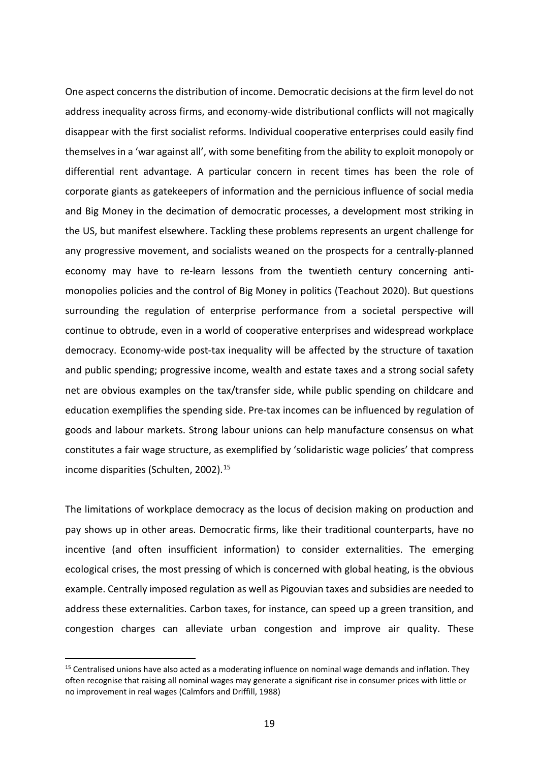One aspect concerns the distribution of income. Democratic decisions at the firm level do not address inequality across firms, and economy-wide distributional conflicts will not magically disappear with the first socialist reforms. Individual cooperative enterprises could easily find themselves in a 'war against all', with some benefiting from the ability to exploit monopoly or differential rent advantage. A particular concern in recent times has been the role of corporate giants as gatekeepers of information and the pernicious influence of social media and Big Money in the decimation of democratic processes, a development most striking in the US, but manifest elsewhere. Tackling these problems represents an urgent challenge for any progressive movement, and socialists weaned on the prospects for a centrally-planned economy may have to re-learn lessons from the twentieth century concerning anti-monopolies policies and the control of Big Money in politics (Teachout 2020). But questions surrounding the regulation of enterprise performance from a societal perspective will continue to obtrude, even in a world of cooperative enterprises and widespread workplace democracy. Economy-wide post-tax inequality will be affected by the structure of taxation and public spending; progressive income, wealth and estate taxes and a strong social safety net are obvious examples on the tax/transfer side, while public spending on childcare and education exemplifies the spending side. Pre-tax incomes can be influenced by regulation of goods and labour markets. Strong labour unions can help manufacture consensus on what constitutes a fair wage structure, as exemplified by 'solidaristic wage policies' that compress income disparities (Schulten, 2002).[15]

The limitations of workplace democracy as the locus of decision making on production and pay shows up in other areas. Democratic firms, like their traditional counterparts, have no incentive (and often insufficient information) to consider externalities. The emerging ecological crises, the most pressing of which is concerned with global heating, is the obvious example. Centrally imposed regulation as well as Pigouvian taxes and subsidies are needed to address these externalities. Carbon taxes, for instance, can speed up a green transition, and congestion charges can alleviate urban congestion and improve air quality. These

[15] Centralised unions have also acted as a moderating influence on nominal wage demands and inflation. They often recognise that raising all nominal wages may generate a significant rise in consumer prices with little or no improvement in real wages (Calmfors and Driffill, 1988)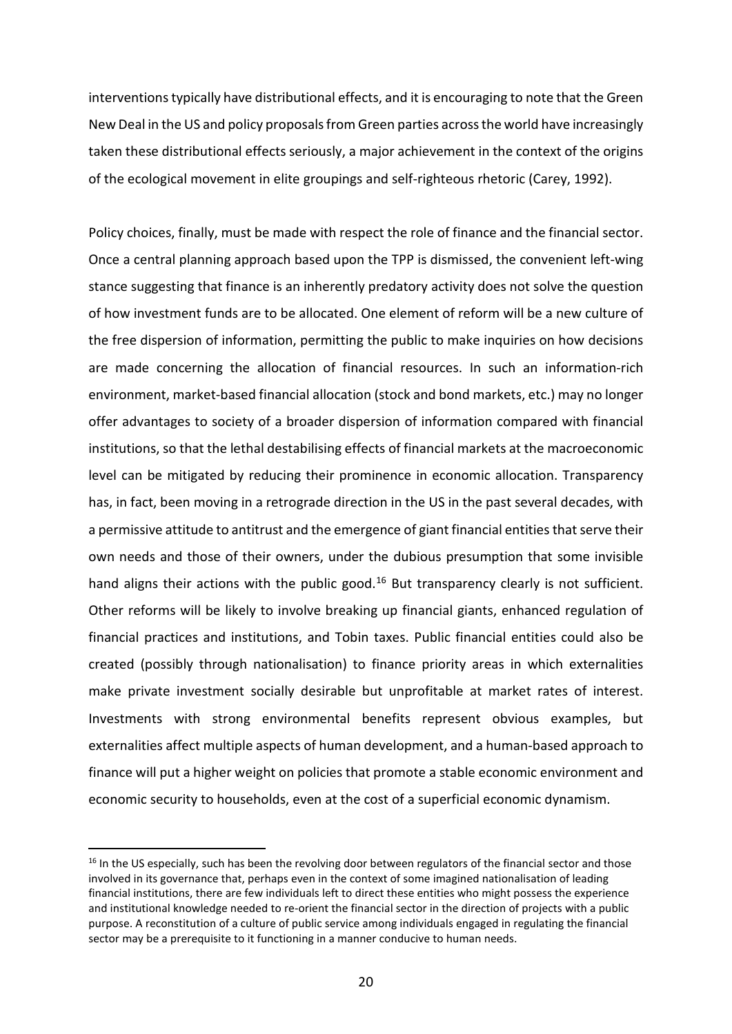interventions typically have distributional effects, and it is encouraging to note that the Green New Deal in the US and policy proposals from Green parties across the world have increasingly taken these distributional effects seriously, a major achievement in the context of the origins of the ecological movement in elite groupings and self-righteous rhetoric (Carey, 1992).

Policy choices, finally, must be made with respect the role of finance and the financial sector. Once a central planning approach based upon the TPP is dismissed, the convenient left-wing stance suggesting that finance is an inherently predatory activity does not solve the question of how investment funds are to be allocated. One element of reform will be a new culture of the free dispersion of information, permitting the public to make inquiries on how decisions are made concerning the allocation of financial resources. In such an information-rich environment, market-based financial allocation (stock and bond markets, etc.) may no longer offer advantages to society of a broader dispersion of information compared with financial institutions, so that the lethal destabilising effects of financial markets at the macroeconomic level can be mitigated by reducing their prominence in economic allocation. Transparency has, in fact, been moving in a retrograde direction in the US in the past several decades, with a permissive attitude to antitrust and the emergence of giant financial entities that serve their own needs and those of their owners, under the dubious presumption that some invisible hand aligns their actions with the public good.[16] But transparency clearly is not sufficient. Other reforms will be likely to involve breaking up financial giants, enhanced regulation of financial practices and institutions, and Tobin taxes. Public financial entities could also be created (possibly through nationalisation) to finance priority areas in which externalities make private investment socially desirable but unprofitable at market rates of interest. Investments with strong environmental benefits represent obvious examples, but externalities affect multiple aspects of human development, and a human-based approach to finance will put a higher weight on policies that promote a stable economic environment and economic security to households, even at the cost of a superficial economic dynamism.

[16] In the US especially, such has been the revolving door between regulators of the financial sector and those involved in its governance that, perhaps even in the context of some imagined nationalisation of leading financial institutions, there are few individuals left to direct these entities who might possess the experience and institutional knowledge needed to re-orient the financial sector in the direction of projects with a public purpose. A reconstitution of a culture of public service among individuals engaged in regulating the financial sector may be a prerequisite to it functioning in a manner conducive to human needs.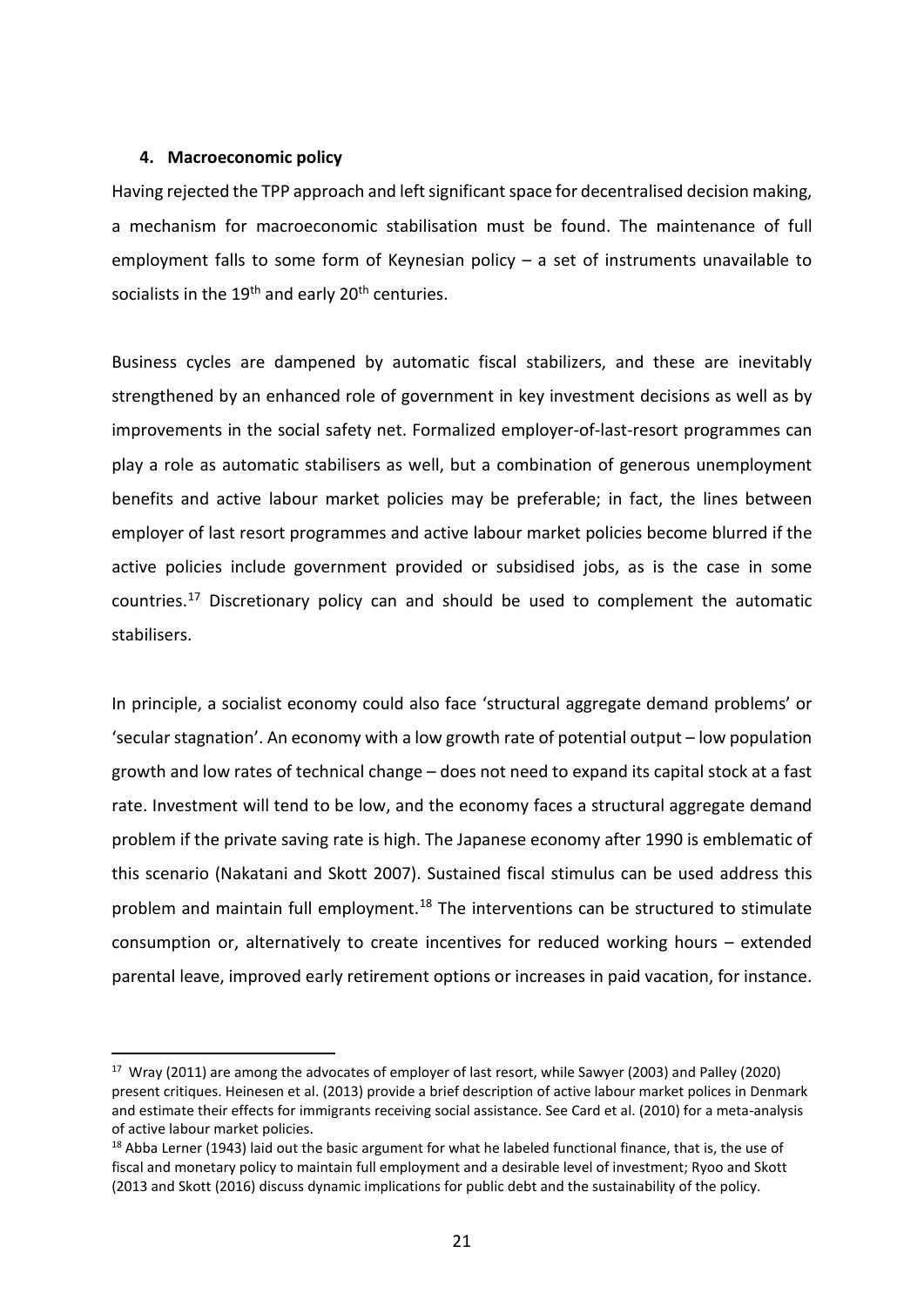## 4. Macroeconomic policy

Having rejected the TPP approach and left significant space for decentralised decision making, a mechanism for macroeconomic stabilisation must be found. The maintenance of full employment falls to some form of Keynesian policy – a set of instruments unavailable to socialists in the 19th and early 20th centuries.

Business cycles are dampened by automatic fiscal stabilizers, and these are inevitably strengthened by an enhanced role of government in key investment decisions as well as by improvements in the social safety net. Formalized employer-of-last-resort programmes can play a role as automatic stabilisers as well, but a combination of generous unemployment benefits and active labour market policies may be preferable; in fact, the lines between employer of last resort programmes and active labour market policies become blurred if the active policies include government provided or subsidised jobs, as is the case in some countries.[17] Discretionary policy can and should be used to complement the automatic stabilisers.

In principle, a socialist economy could also face 'structural aggregate demand problems' or 'secular stagnation'. An economy with a low growth rate of potential output – low population growth and low rates of technical change – does not need to expand its capital stock at a fast rate. Investment will tend to be low, and the economy faces a structural aggregate demand problem if the private saving rate is high. The Japanese economy after 1990 is emblematic of this scenario (Nakatani and Skott 2007). Sustained fiscal stimulus can be used address this problem and maintain full employment.[18] The interventions can be structured to stimulate consumption or, alternatively to create incentives for reduced working hours – extended parental leave, improved early retirement options or increases in paid vacation, for instance.

---

[17] Wray (2011) are among the advocates of employer of last resort, while Sawyer (2003) and Palley (2020) present critiques. Heinesen et al. (2013) provide a brief description of active labour market polices in Denmark and estimate their effects for immigrants receiving social assistance. See Card et al. (2010) for a meta-analysis of active labour market policies.

[18] Abba Lerner (1943) laid out the basic argument for what he labeled functional finance, that is, the use of fiscal and monetary policy to maintain full employment and a desirable level of investment; Ryoo and Skott (2013 and Skott (2016) discuss dynamic implications for public debt and the sustainability of the policy.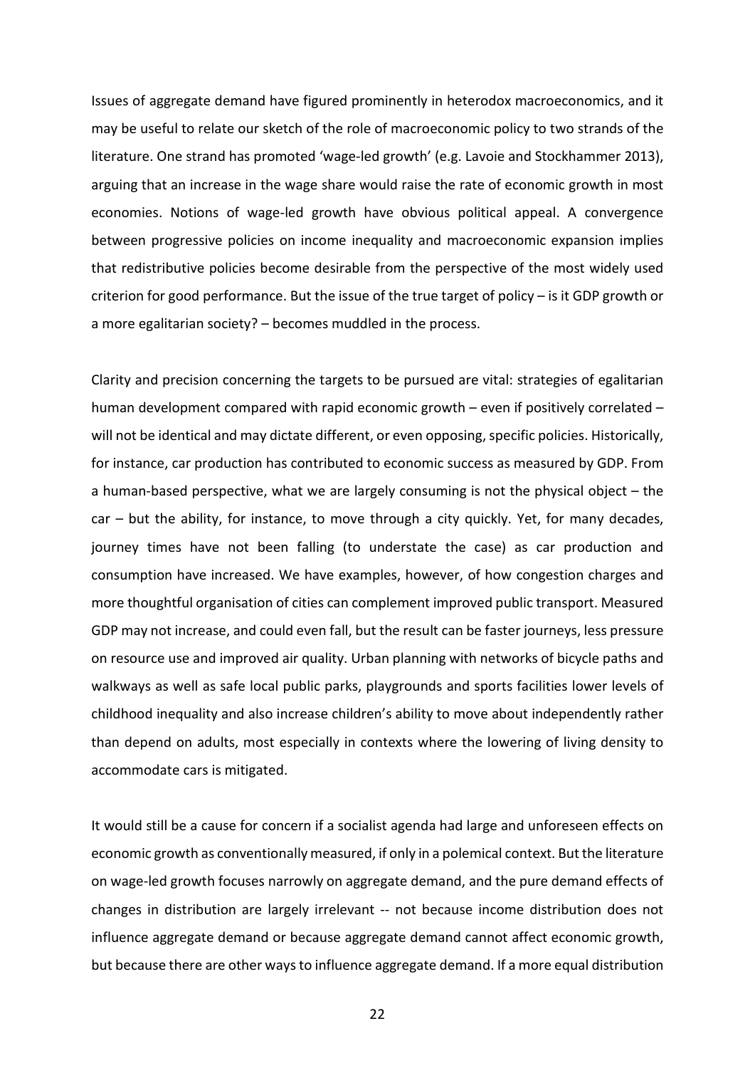Issues of aggregate demand have figured prominently in heterodox macroeconomics, and it may be useful to relate our sketch of the role of macroeconomic policy to two strands of the literature. One strand has promoted 'wage-led growth' (e.g. Lavoie and Stockhammer 2013), arguing that an increase in the wage share would raise the rate of economic growth in most economies. Notions of wage-led growth have obvious political appeal. A convergence between progressive policies on income inequality and macroeconomic expansion implies that redistributive policies become desirable from the perspective of the most widely used criterion for good performance. But the issue of the true target of policy – is it GDP growth or a more egalitarian society? – becomes muddled in the process.

Clarity and precision concerning the targets to be pursued are vital: strategies of egalitarian human development compared with rapid economic growth – even if positively correlated – will not be identical and may dictate different, or even opposing, specific policies. Historically, for instance, car production has contributed to economic success as measured by GDP. From a human-based perspective, what we are largely consuming is not the physical object – the car – but the ability, for instance, to move through a city quickly. Yet, for many decades, journey times have not been falling (to understate the case) as car production and consumption have increased. We have examples, however, of how congestion charges and more thoughtful organisation of cities can complement improved public transport. Measured GDP may not increase, and could even fall, but the result can be faster journeys, less pressure on resource use and improved air quality. Urban planning with networks of bicycle paths and walkways as well as safe local public parks, playgrounds and sports facilities lower levels of childhood inequality and also increase children's ability to move about independently rather than depend on adults, most especially in contexts where the lowering of living density to accommodate cars is mitigated.

It would still be a cause for concern if a socialist agenda had large and unforeseen effects on economic growth as conventionally measured, if only in a polemical context. But the literature on wage-led growth focuses narrowly on aggregate demand, and the pure demand effects of changes in distribution are largely irrelevant -- not because income distribution does not influence aggregate demand or because aggregate demand cannot affect economic growth, but because there are other ways to influence aggregate demand. If a more equal distribution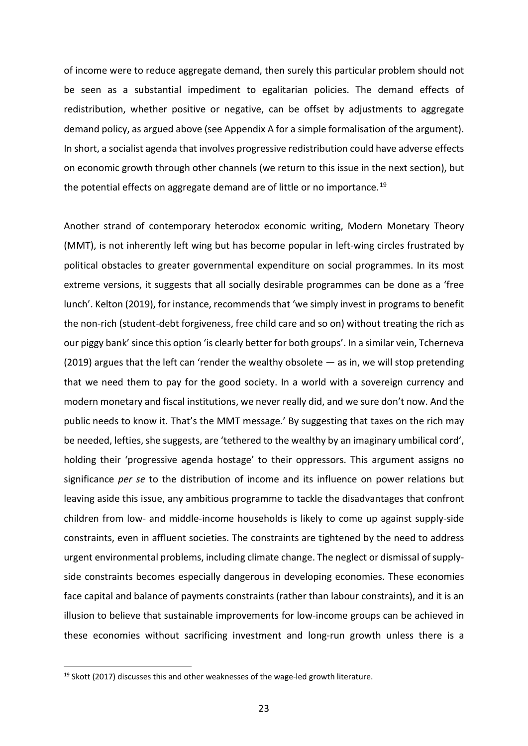of income were to reduce aggregate demand, then surely this particular problem should not be seen as a substantial impediment to egalitarian policies. The demand effects of redistribution, whether positive or negative, can be offset by adjustments to aggregate demand policy, as argued above (see Appendix A for a simple formalisation of the argument). In short, a socialist agenda that involves progressive redistribution could have adverse effects on economic growth through other channels (we return to this issue in the next section), but the potential effects on aggregate demand are of little or no importance.[19]

Another strand of contemporary heterodox economic writing, Modern Monetary Theory (MMT), is not inherently left wing but has become popular in left-wing circles frustrated by political obstacles to greater governmental expenditure on social programmes. In its most extreme versions, it suggests that all socially desirable programmes can be done as a 'free lunch'. Kelton (2019), for instance, recommends that 'we simply invest in programs to benefit the non-rich (student-debt forgiveness, free child care and so on) without treating the rich as our piggy bank' since this option 'is clearly better for both groups'. In a similar vein, Tcherneva (2019) argues that the left can 'render the wealthy obsolete — as in, we will stop pretending that we need them to pay for the good society. In a world with a sovereign currency and modern monetary and fiscal institutions, we never really did, and we sure don't now. And the public needs to know it. That's the MMT message.' By suggesting that taxes on the rich may be needed, lefties, she suggests, are 'tethered to the wealthy by an imaginary umbilical cord', holding their 'progressive agenda hostage' to their oppressors. This argument assigns no significance *per se* to the distribution of income and its influence on power relations but leaving aside this issue, any ambitious programme to tackle the disadvantages that confront children from low- and middle-income households is likely to come up against supply-side constraints, even in affluent societies. The constraints are tightened by the need to address urgent environmental problems, including climate change. The neglect or dismissal of supply-side constraints becomes especially dangerous in developing economies. These economies face capital and balance of payments constraints (rather than labour constraints), and it is an illusion to believe that sustainable improvements for low-income groups can be achieved in these economies without sacrificing investment and long-run growth unless there is a

[19] Skott (2017) discusses this and other weaknesses of the wage-led growth literature.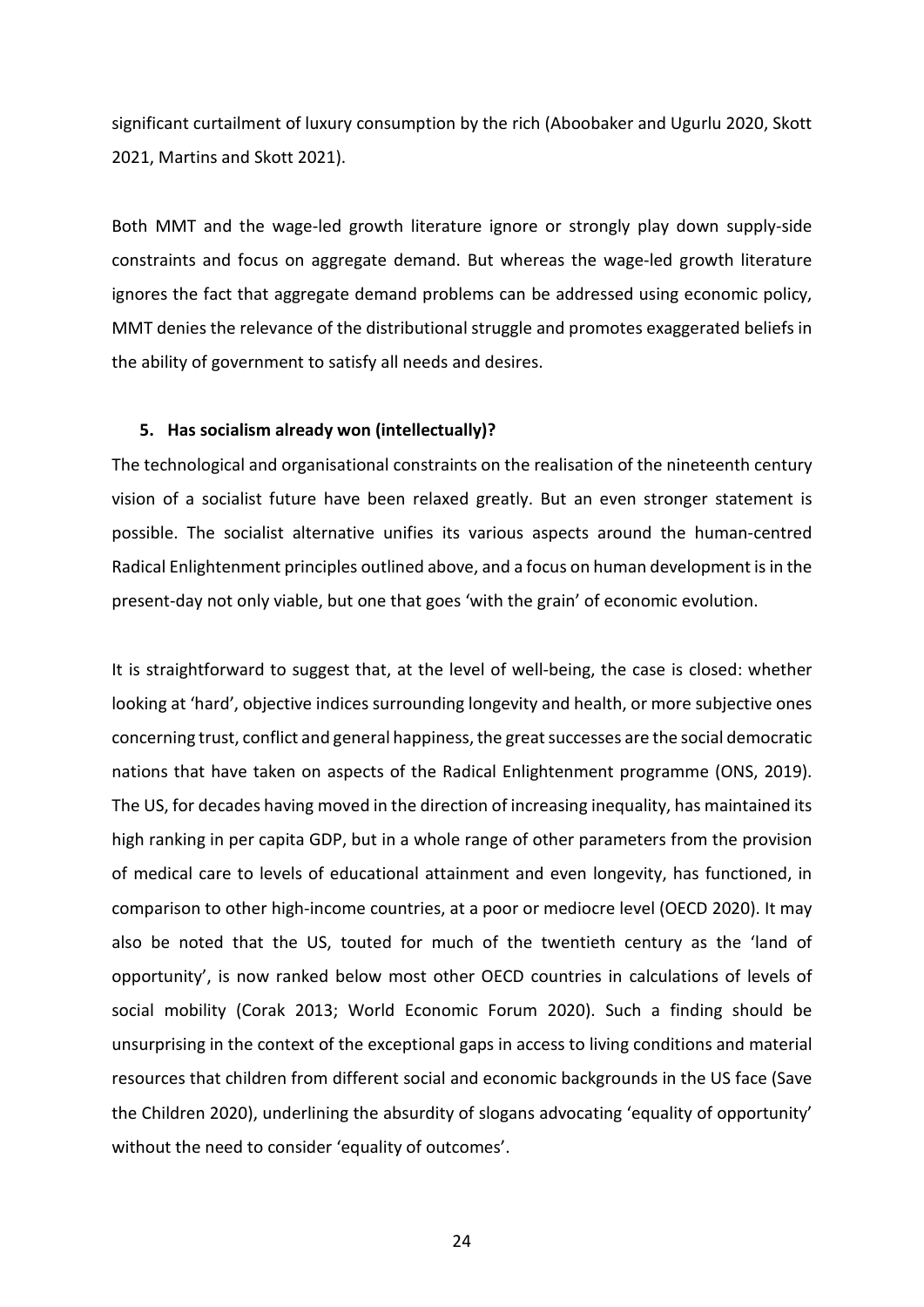significant curtailment of luxury consumption by the rich (Aboobaker and Ugurlu 2020, Skott 2021, Martins and Skott 2021).

Both MMT and the wage-led growth literature ignore or strongly play down supply-side constraints and focus on aggregate demand. But whereas the wage-led growth literature ignores the fact that aggregate demand problems can be addressed using economic policy, MMT denies the relevance of the distributional struggle and promotes exaggerated beliefs in the ability of government to satisfy all needs and desires.

## 5. Has socialism already won (intellectually)?

The technological and organisational constraints on the realisation of the nineteenth century vision of a socialist future have been relaxed greatly. But an even stronger statement is possible. The socialist alternative unifies its various aspects around the human-centred Radical Enlightenment principles outlined above, and a focus on human development is in the present-day not only viable, but one that goes 'with the grain' of economic evolution.

It is straightforward to suggest that, at the level of well-being, the case is closed: whether looking at 'hard', objective indices surrounding longevity and health, or more subjective ones concerning trust, conflict and general happiness, the great successes are the social democratic nations that have taken on aspects of the Radical Enlightenment programme (ONS, 2019). The US, for decades having moved in the direction of increasing inequality, has maintained its high ranking in per capita GDP, but in a whole range of other parameters from the provision of medical care to levels of educational attainment and even longevity, has functioned, in comparison to other high-income countries, at a poor or mediocre level (OECD 2020). It may also be noted that the US, touted for much of the twentieth century as the 'land of opportunity', is now ranked below most other OECD countries in calculations of levels of social mobility (Corak 2013; World Economic Forum 2020). Such a finding should be unsurprising in the context of the exceptional gaps in access to living conditions and material resources that children from different social and economic backgrounds in the US face (Save the Children 2020), underlining the absurdity of slogans advocating 'equality of opportunity' without the need to consider 'equality of outcomes'.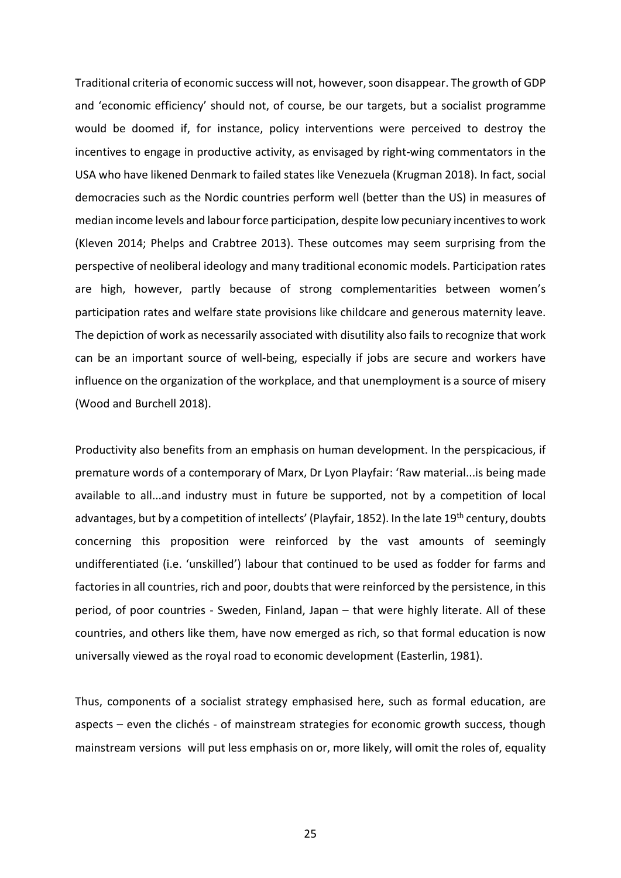Traditional criteria of economic success will not, however, soon disappear. The growth of GDP and 'economic efficiency' should not, of course, be our targets, but a socialist programme would be doomed if, for instance, policy interventions were perceived to destroy the incentives to engage in productive activity, as envisaged by right-wing commentators in the USA who have likened Denmark to failed states like Venezuela (Krugman 2018). In fact, social democracies such as the Nordic countries perform well (better than the US) in measures of median income levels and labour force participation, despite low pecuniary incentives to work (Kleven 2014; Phelps and Crabtree 2013). These outcomes may seem surprising from the perspective of neoliberal ideology and many traditional economic models. Participation rates are high, however, partly because of strong complementarities between women's participation rates and welfare state provisions like childcare and generous maternity leave. The depiction of work as necessarily associated with disutility also fails to recognize that work can be an important source of well-being, especially if jobs are secure and workers have influence on the organization of the workplace, and that unemployment is a source of misery (Wood and Burchell 2018).

Productivity also benefits from an emphasis on human development. In the perspicacious, if premature words of a contemporary of Marx, Dr Lyon Playfair: 'Raw material...is being made available to all...and industry must in future be supported, not by a competition of local advantages, but by a competition of intellects' (Playfair, 1852). In the late 19th century, doubts concerning this proposition were reinforced by the vast amounts of seemingly undifferentiated (i.e. 'unskilled') labour that continued to be used as fodder for farms and factories in all countries, rich and poor, doubts that were reinforced by the persistence, in this period, of poor countries - Sweden, Finland, Japan – that were highly literate. All of these countries, and others like them, have now emerged as rich, so that formal education is now universally viewed as the royal road to economic development (Easterlin, 1981).

Thus, components of a socialist strategy emphasised here, such as formal education, are aspects – even the clichés - of mainstream strategies for economic growth success, though mainstream versions will put less emphasis on or, more likely, will omit the roles of, equality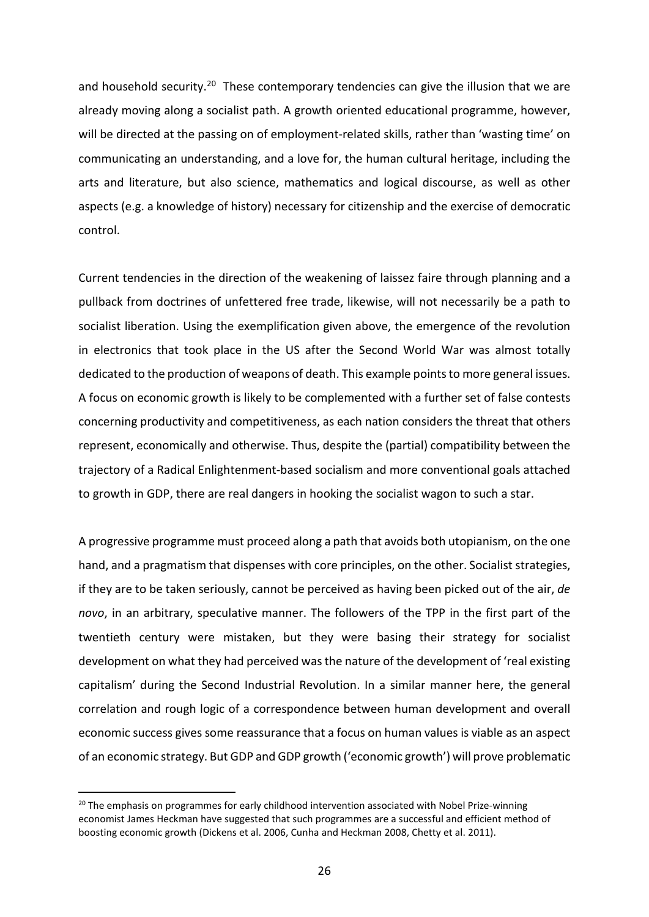and household security.[20] These contemporary tendencies can give the illusion that we are already moving along a socialist path. A growth oriented educational programme, however, will be directed at the passing on of employment-related skills, rather than 'wasting time' on communicating an understanding, and a love for, the human cultural heritage, including the arts and literature, but also science, mathematics and logical discourse, as well as other aspects (e.g. a knowledge of history) necessary for citizenship and the exercise of democratic control.

Current tendencies in the direction of the weakening of laissez faire through planning and a pullback from doctrines of unfettered free trade, likewise, will not necessarily be a path to socialist liberation. Using the exemplification given above, the emergence of the revolution in electronics that took place in the US after the Second World War was almost totally dedicated to the production of weapons of death. This example points to more general issues. A focus on economic growth is likely to be complemented with a further set of false contests concerning productivity and competitiveness, as each nation considers the threat that others represent, economically and otherwise. Thus, despite the (partial) compatibility between the trajectory of a Radical Enlightenment-based socialism and more conventional goals attached to growth in GDP, there are real dangers in hooking the socialist wagon to such a star.

A progressive programme must proceed along a path that avoids both utopianism, on the one hand, and a pragmatism that dispenses with core principles, on the other. Socialist strategies, if they are to be taken seriously, cannot be perceived as having been picked out of the air, *de novo*, in an arbitrary, speculative manner. The followers of the TPP in the first part of the twentieth century were mistaken, but they were basing their strategy for socialist development on what they had perceived was the nature of the development of 'real existing capitalism' during the Second Industrial Revolution. In a similar manner here, the general correlation and rough logic of a correspondence between human development and overall economic success gives some reassurance that a focus on human values is viable as an aspect of an economic strategy. But GDP and GDP growth ('economic growth') will prove problematic

[20] The emphasis on programmes for early childhood intervention associated with Nobel Prize-winning economist James Heckman have suggested that such programmes are a successful and efficient method of boosting economic growth (Dickens et al. 2006, Cunha and Heckman 2008, Chetty et al. 2011).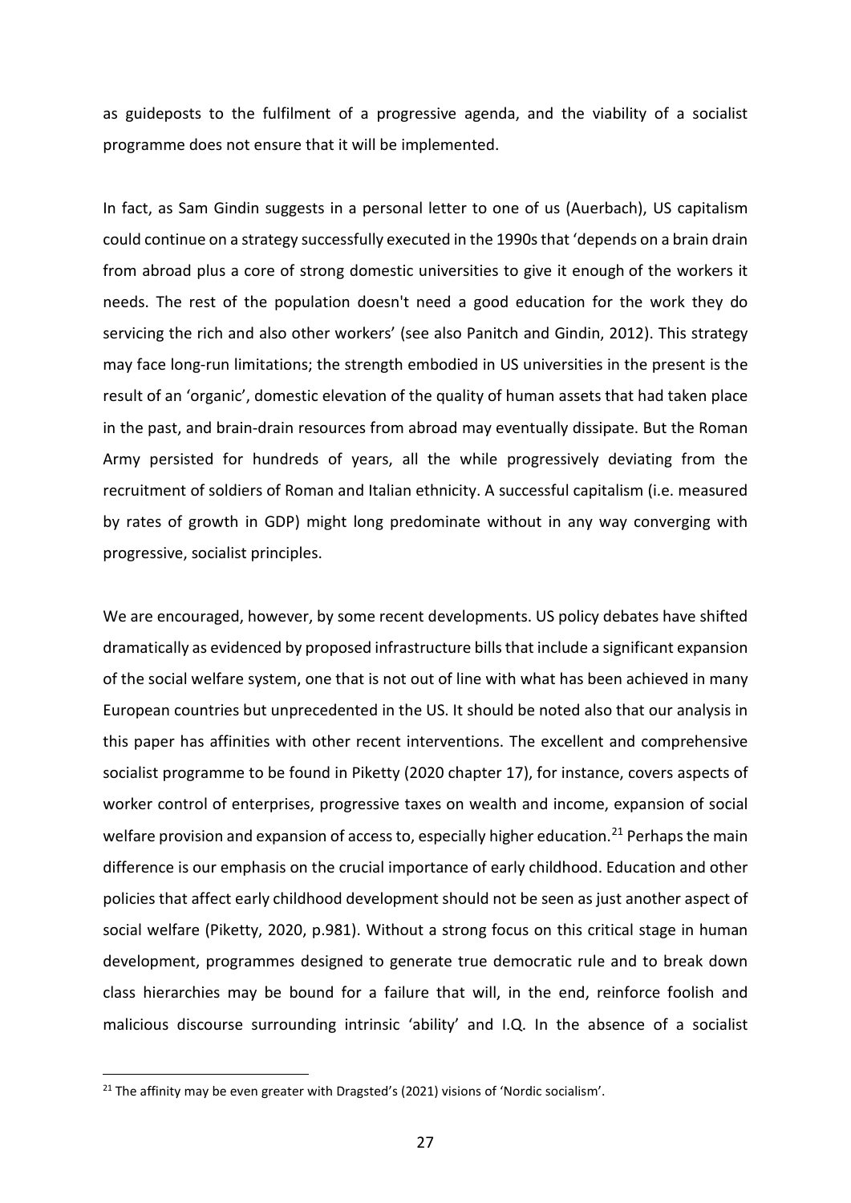as guideposts to the fulfilment of a progressive agenda, and the viability of a socialist programme does not ensure that it will be implemented.

In fact, as Sam Gindin suggests in a personal letter to one of us (Auerbach), US capitalism could continue on a strategy successfully executed in the 1990s that 'depends on a brain drain from abroad plus a core of strong domestic universities to give it enough of the workers it needs. The rest of the population doesn't need a good education for the work they do servicing the rich and also other workers' (see also Panitch and Gindin, 2012). This strategy may face long-run limitations; the strength embodied in US universities in the present is the result of an 'organic', domestic elevation of the quality of human assets that had taken place in the past, and brain-drain resources from abroad may eventually dissipate. But the Roman Army persisted for hundreds of years, all the while progressively deviating from the recruitment of soldiers of Roman and Italian ethnicity. A successful capitalism (i.e. measured by rates of growth in GDP) might long predominate without in any way converging with progressive, socialist principles.

We are encouraged, however, by some recent developments. US policy debates have shifted dramatically as evidenced by proposed infrastructure bills that include a significant expansion of the social welfare system, one that is not out of line with what has been achieved in many European countries but unprecedented in the US. It should be noted also that our analysis in this paper has affinities with other recent interventions. The excellent and comprehensive socialist programme to be found in Piketty (2020 chapter 17), for instance, covers aspects of worker control of enterprises, progressive taxes on wealth and income, expansion of social welfare provision and expansion of access to, especially higher education.[21] Perhaps the main difference is our emphasis on the crucial importance of early childhood. Education and other policies that affect early childhood development should not be seen as just another aspect of social welfare (Piketty, 2020, p.981). Without a strong focus on this critical stage in human development, programmes designed to generate true democratic rule and to break down class hierarchies may be bound for a failure that will, in the end, reinforce foolish and malicious discourse surrounding intrinsic 'ability' and I.Q. In the absence of a socialist

[21] The affinity may be even greater with Dragsted's (2021) visions of 'Nordic socialism'.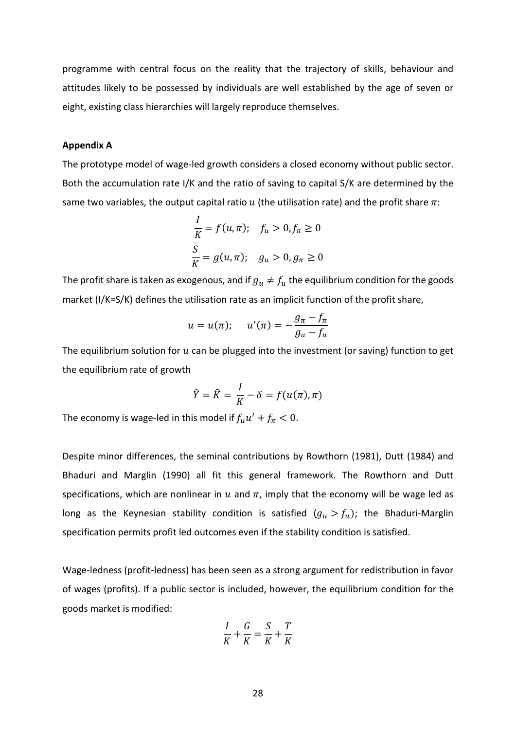programme with central focus on the reality that the trajectory of skills, behaviour and attitudes likely to be possessed by individuals are well established by the age of seven or eight, existing class hierarchies will largely reproduce themselves.

**Appendix A**

The prototype model of wage-led growth considers a closed economy without public sector. Both the accumulation rate I/K and the ratio of saving to capital S/K are determined by the same two variables, the output capital ratio $u$ (the utilisation rate) and the profit share $\pi$:

$$\frac{I}{K} = f(u, \pi); \quad f_u > 0, f_\pi \geq 0$$

$$\frac{S}{K} = g(u, \pi); \quad g_u > 0, g_\pi \geq 0$$

The profit share is taken as exogenous, and if $g_u \neq f_u$ the equilibrium condition for the goods market (I/K=S/K) defines the utilisation rate as an implicit function of the profit share,

$$u = u(\pi); \quad u'(\pi) = -\frac{g_\pi - f_\pi}{g_u - f_u}$$

The equilibrium solution for $u$ can be plugged into the investment (or saving) function to get the equilibrium rate of growth

$$\hat{Y} = \hat{K} = \frac{I}{K} - \delta = f(u(\pi), \pi)$$

The economy is wage-led in this model if $f_u u' + f_\pi < 0$.

Despite minor differences, the seminal contributions by Rowthorn (1981), Dutt (1984) and Bhaduri and Marglin (1990) all fit this general framework. The Rowthorn and Dutt specifications, which are nonlinear in $u$ and $\pi$, imply that the economy will be wage led as long as the Keynesian stability condition is satisfied ($g_u > f_u$); the Bhaduri-Marglin specification permits profit led outcomes even if the stability condition is satisfied.

Wage-ledness (profit-ledness) has been seen as a strong argument for redistribution in favor of wages (profits). If a public sector is included, however, the equilibrium condition for the goods market is modified:

$$\frac{I}{K} + \frac{G}{K} = \frac{S}{K} + \frac{T}{K}$$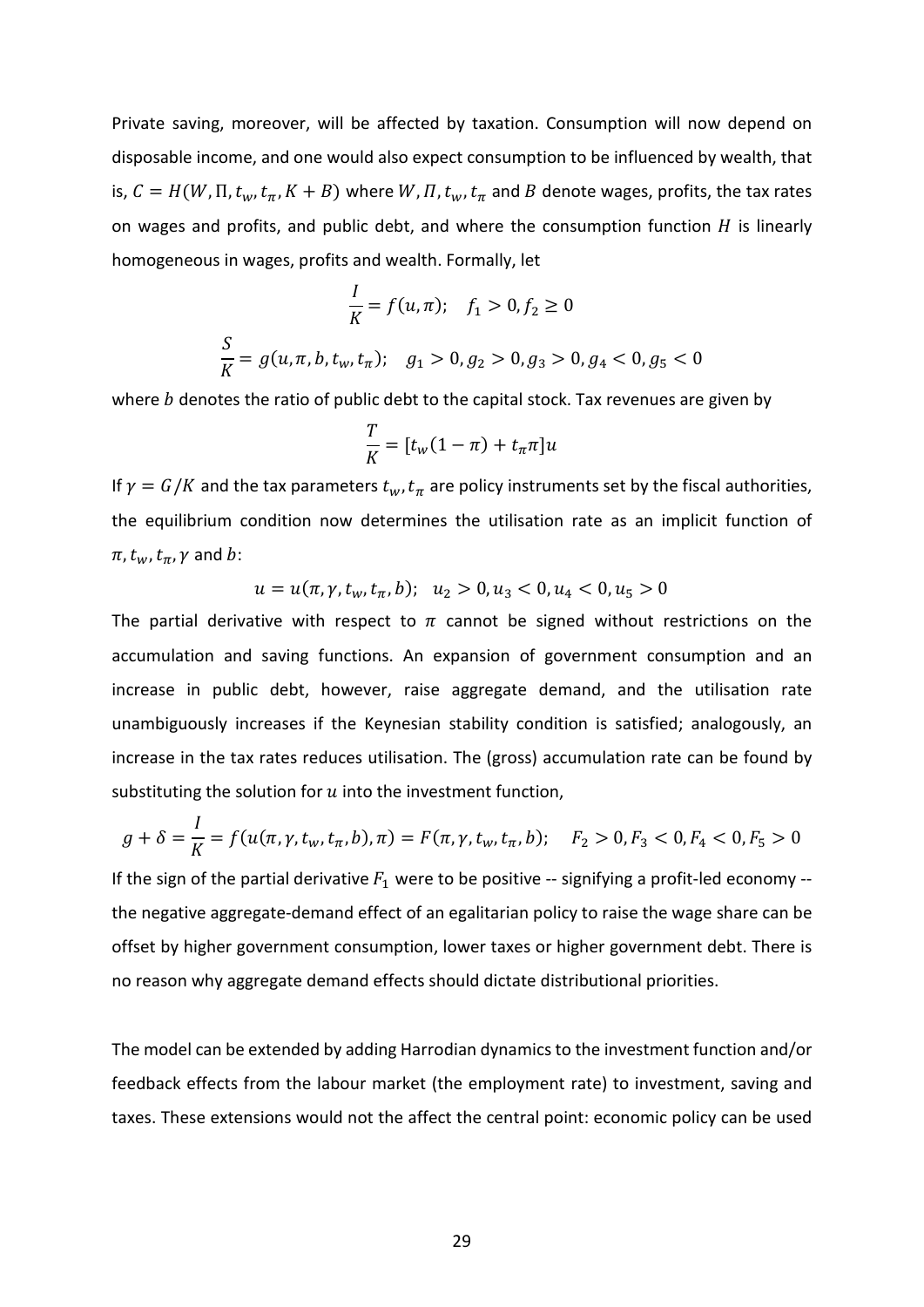Private saving, moreover, will be affected by taxation. Consumption will now depend on disposable income, and one would also expect consumption to be influenced by wealth, that is, $C = H(W, \Pi, t_w, t_\pi, K + B)$ where $W, \Pi, t_w, t_\pi$ and $B$ denote wages, profits, the tax rates on wages and profits, and public debt, and where the consumption function $H$ is linearly homogeneous in wages, profits and wealth. Formally, let

$$\frac{I}{K} = f(u, \pi); \quad f_1 > 0, f_2 \geq 0$$

$$\frac{S}{K} = g(u, \pi, b, t_w, t_\pi); \quad g_1 > 0, g_2 > 0, g_3 > 0, g_4 < 0, g_5 < 0$$

where $b$ denotes the ratio of public debt to the capital stock. Tax revenues are given by

$$\frac{T}{K} = [t_w(1 - \pi) + t_\pi \pi]u$$

If $\gamma = G/K$ and the tax parameters $t_w, t_\pi$ are policy instruments set by the fiscal authorities, the equilibrium condition now determines the utilisation rate as an implicit function of $\pi, t_w, t_\pi, \gamma$ and $b$:

$$u = u(\pi, \gamma, t_w, t_\pi, b); \quad u_2 > 0, u_3 < 0, u_4 < 0, u_5 > 0$$

The partial derivative with respect to $\pi$ cannot be signed without restrictions on the accumulation and saving functions. An expansion of government consumption and an increase in public debt, however, raise aggregate demand, and the utilisation rate unambiguously increases if the Keynesian stability condition is satisfied; analogously, an increase in the tax rates reduces utilisation. The (gross) accumulation rate can be found by substituting the solution for $u$ into the investment function,

$$g + \delta = \frac{I}{K} = f(u(\pi, \gamma, t_w, t_\pi, b), \pi) = F(\pi, \gamma, t_w, t_\pi, b); \quad F_2 > 0, F_3 < 0, F_4 < 0, F_5 > 0$$

If the sign of the partial derivative $F_1$ were to be positive -- signifying a profit-led economy -- the negative aggregate-demand effect of an egalitarian policy to raise the wage share can be offset by higher government consumption, lower taxes or higher government debt. There is no reason why aggregate demand effects should dictate distributional priorities.

The model can be extended by adding Harrodian dynamics to the investment function and/or feedback effects from the labour market (the employment rate) to investment, saving and taxes. These extensions would not the affect the central point: economic policy can be used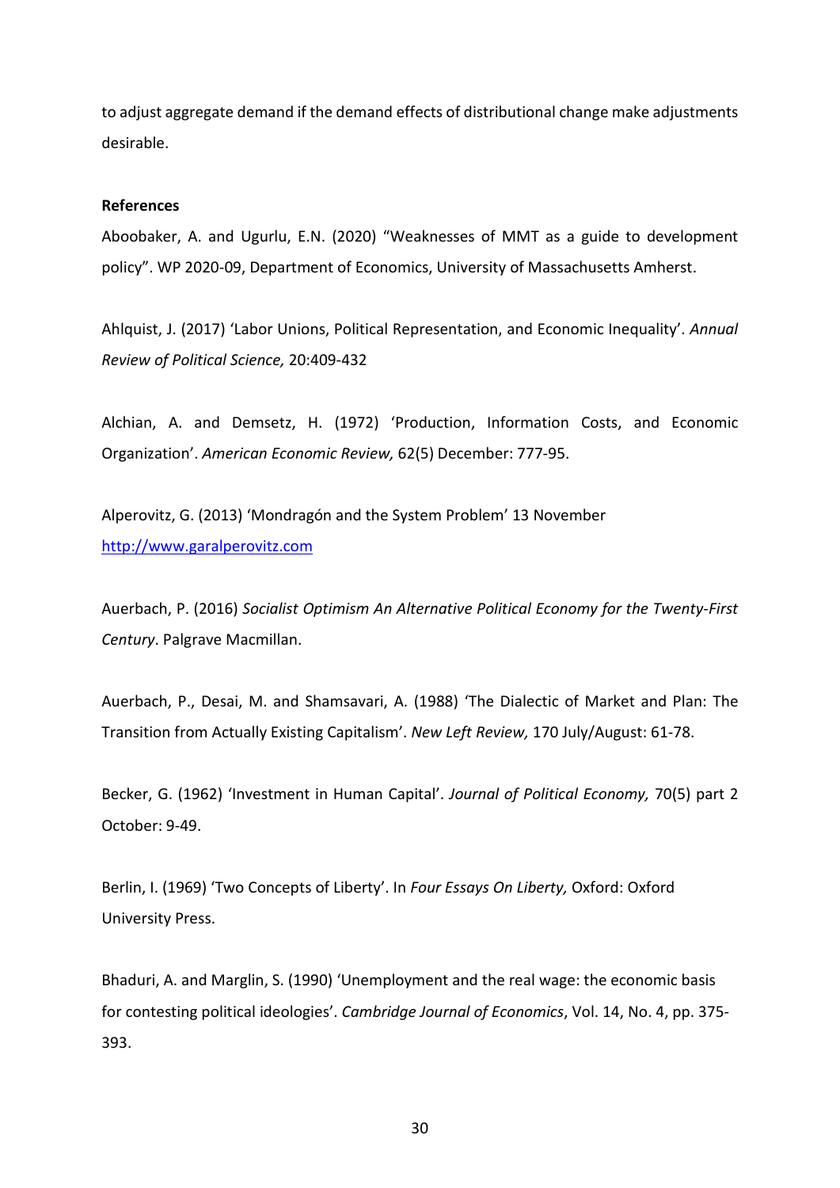to adjust aggregate demand if the demand effects of distributional change make adjustments desirable.

**References**

Aboobaker, A. and Ugurlu, E.N. (2020) "Weaknesses of MMT as a guide to development policy". WP 2020-09, Department of Economics, University of Massachusetts Amherst.

Ahlquist, J. (2017) 'Labor Unions, Political Representation, and Economic Inequality'. *Annual Review of Political Science,* 20:409-432

Alchian, A. and Demsetz, H. (1972) 'Production, Information Costs, and Economic Organization'. *American Economic Review,* 62(5) December: 777-95.

Alperovitz, G. (2013) 'Mondragón and the System Problem' 13 November http://www.garalperovitz.com

Auerbach, P. (2016) *Socialist Optimism An Alternative Political Economy for the Twenty-First Century*. Palgrave Macmillan.

Auerbach, P., Desai, M. and Shamsavari, A. (1988) 'The Dialectic of Market and Plan: The Transition from Actually Existing Capitalism'. *New Left Review,* 170 July/August: 61-78.

Becker, G. (1962) 'Investment in Human Capital'. *Journal of Political Economy,* 70(5) part 2 October: 9-49.

Berlin, I. (1969) 'Two Concepts of Liberty'. In *Four Essays On Liberty,* Oxford: Oxford University Press.

Bhaduri, A. and Marglin, S. (1990) 'Unemployment and the real wage: the economic basis for contesting political ideologies'. *Cambridge Journal of Economics*, Vol. 14, No. 4, pp. 375-393.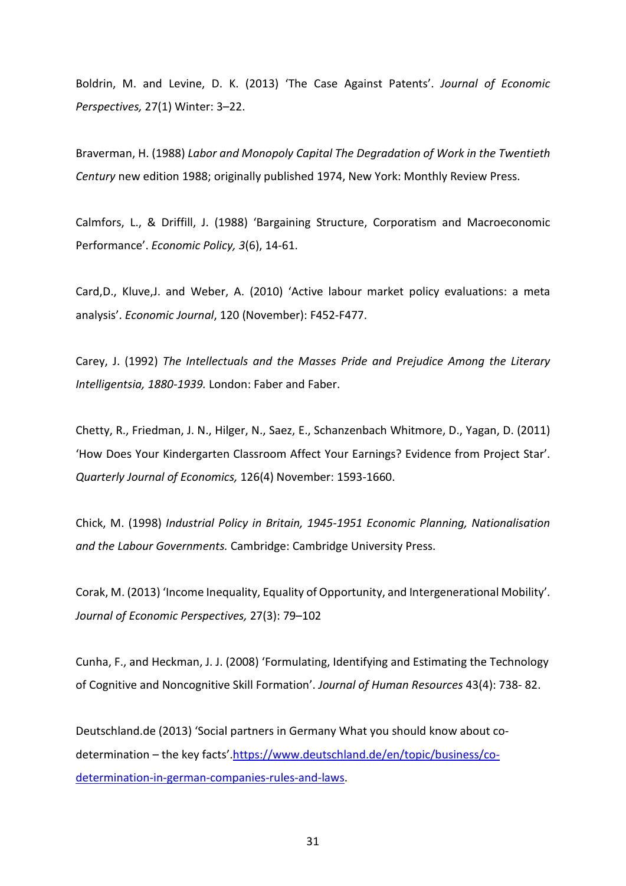Boldrin, M. and Levine, D. K. (2013) 'The Case Against Patents'. *Journal of Economic Perspectives,* 27(1) Winter: 3–22.

Braverman, H. (1988) *Labor and Monopoly Capital The Degradation of Work in the Twentieth Century* new edition 1988; originally published 1974, New York: Monthly Review Press.

Calmfors, L., & Driffill, J. (1988) 'Bargaining Structure, Corporatism and Macroeconomic Performance'. *Economic Policy, 3*(6), 14-61.

Card,D., Kluve,J. and Weber, A. (2010) 'Active labour market policy evaluations: a meta analysis'. *Economic Journal*, 120 (November): F452-F477.

Carey, J. (1992) *The Intellectuals and the Masses Pride and Prejudice Among the Literary Intelligentsia, 1880-1939.* London: Faber and Faber.

Chetty, R., Friedman, J. N., Hilger, N., Saez, E., Schanzenbach Whitmore, D., Yagan, D. (2011) 'How Does Your Kindergarten Classroom Affect Your Earnings? Evidence from Project Star'. *Quarterly Journal of Economics,* 126(4) November: 1593-1660.

Chick, M. (1998) *Industrial Policy in Britain, 1945-1951 Economic Planning, Nationalisation and the Labour Governments.* Cambridge: Cambridge University Press.

Corak, M. (2013) 'Income Inequality, Equality of Opportunity, and Intergenerational Mobility'. *Journal of Economic Perspectives,* 27(3): 79–102

Cunha, F., and Heckman, J. J. (2008) 'Formulating, Identifying and Estimating the Technology of Cognitive and Noncognitive Skill Formation'. *Journal of Human Resources* 43(4): 738- 82.

Deutschland.de (2013) 'Social partners in Germany What you should know about co-determination – the key facts'.[https://www.deutschland.de/en/topic/business/co-determination-in-german-companies-rules-and-laws](https://www.deutschland.de/en/topic/business/co-determination-in-german-companies-rules-and-laws).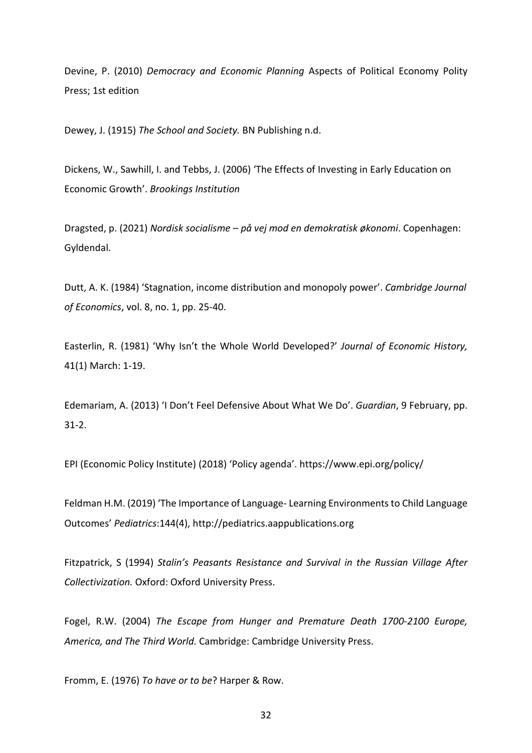Devine, P. (2010) *Democracy and Economic Planning* Aspects of Political Economy Polity Press; 1st edition

Dewey, J. (1915) *The School and Society.* BN Publishing n.d.

Dickens, W., Sawhill, I. and Tebbs, J. (2006) 'The Effects of Investing in Early Education on Economic Growth'. *Brookings Institution*

Dragsted, p. (2021) *Nordisk socialisme – på vej mod en demokratisk økonomi*. Copenhagen: Gyldendal.

Dutt, A. K. (1984) 'Stagnation, income distribution and monopoly power'. *Cambridge Journal of Economics*, vol. 8, no. 1, pp. 25-40.

Easterlin, R. (1981) 'Why Isn't the Whole World Developed?' *Journal of Economic History,* 41(1) March: 1-19.

Edemariam, A. (2013) 'I Don't Feel Defensive About What We Do'. *Guardian*, 9 February, pp. 31-2.

EPI (Economic Policy Institute) (2018) 'Policy agenda'. https://www.epi.org/policy/

Feldman H.M. (2019) 'The Importance of Language- Learning Environments to Child Language Outcomes' *Pediatrics*:144(4), http://pediatrics.aappublications.org

Fitzpatrick, S (1994) *Stalin's Peasants Resistance and Survival in the Russian Village After Collectivization.* Oxford: Oxford University Press.

Fogel, R.W. (2004) *The Escape from Hunger and Premature Death 1700-2100 Europe, America, and The Third World.* Cambridge: Cambridge University Press.

Fromm, E. (1976) *To have or to be*? Harper & Row.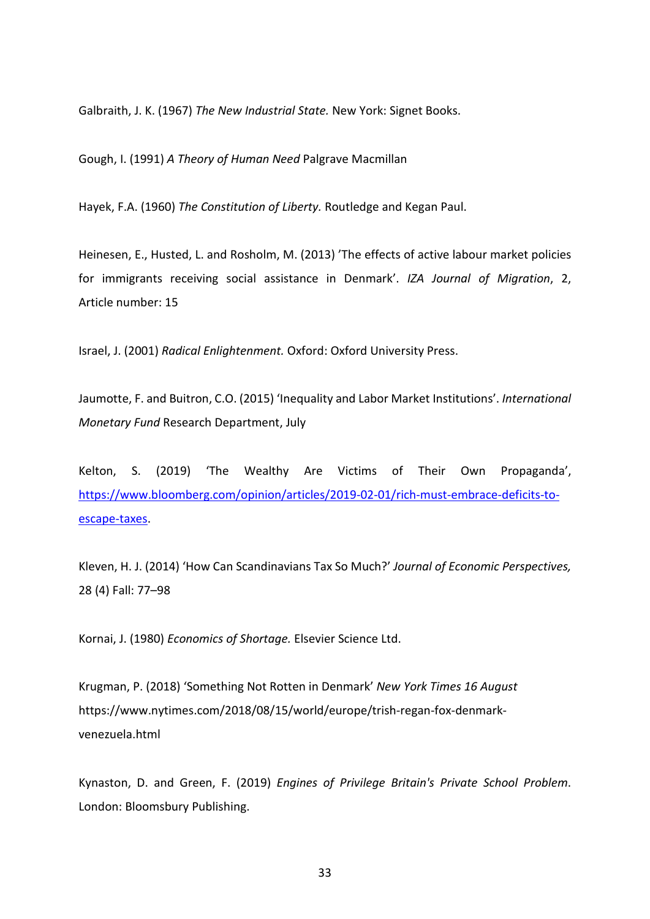Galbraith, J. K. (1967) *The New Industrial State.* New York: Signet Books.

Gough, I. (1991) *A Theory of Human Need* Palgrave Macmillan

Hayek, F.A. (1960) *The Constitution of Liberty.* Routledge and Kegan Paul.

Heinesen, E., Husted, L. and Rosholm, M. (2013) 'The effects of active labour market policies for immigrants receiving social assistance in Denmark'. *IZA Journal of Migration*, 2, Article number: 15

Israel, J. (2001) *Radical Enlightenment.* Oxford: Oxford University Press.

Jaumotte, F. and Buitron, C.O. (2015) 'Inequality and Labor Market Institutions'. *International Monetary Fund* Research Department, July

Kelton, S. (2019) 'The Wealthy Are Victims of Their Own Propaganda', https://www.bloomberg.com/opinion/articles/2019-02-01/rich-must-embrace-deficits-to-escape-taxes.

Kleven, H. J. (2014) 'How Can Scandinavians Tax So Much?' *Journal of Economic Perspectives,* 28 (4) Fall: 77–98

Kornai, J. (1980) *Economics of Shortage.* Elsevier Science Ltd.

Krugman, P. (2018) 'Something Not Rotten in Denmark' *New York Times 16 August* https://www.nytimes.com/2018/08/15/world/europe/trish-regan-fox-denmark-venezuela.html

Kynaston, D. and Green, F. (2019) *Engines of Privilege Britain's Private School Problem*. London: Bloomsbury Publishing.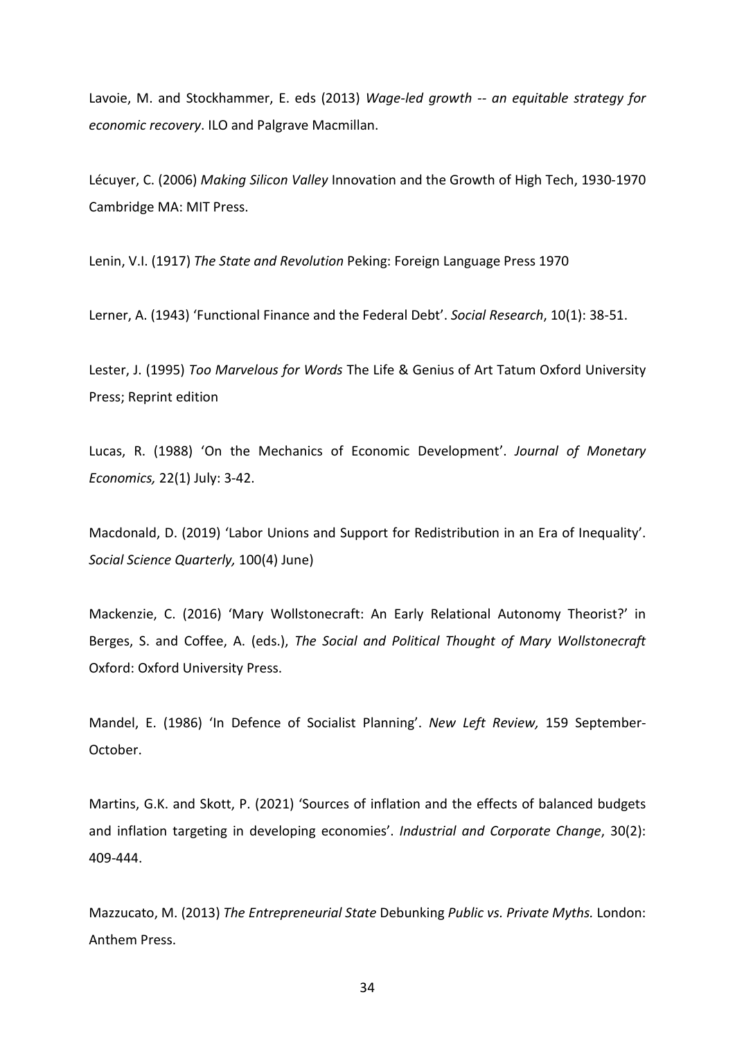Lavoie, M. and Stockhammer, E. eds (2013) *Wage-led growth -- an equitable strategy for economic recovery*. ILO and Palgrave Macmillan.

Lécuyer, C. (2006) *Making Silicon Valley* Innovation and the Growth of High Tech, 1930-1970 Cambridge MA: MIT Press.

Lenin, V.I. (1917) *The State and Revolution* Peking: Foreign Language Press 1970

Lerner, A. (1943) 'Functional Finance and the Federal Debt'. *Social Research*, 10(1): 38-51.

Lester, J. (1995) *Too Marvelous for Words* The Life & Genius of Art Tatum Oxford University Press; Reprint edition

Lucas, R. (1988) 'On the Mechanics of Economic Development'. *Journal of Monetary Economics,* 22(1) July: 3-42.

Macdonald, D. (2019) 'Labor Unions and Support for Redistribution in an Era of Inequality'. *Social Science Quarterly,* 100(4) June)

Mackenzie, C. (2016) 'Mary Wollstonecraft: An Early Relational Autonomy Theorist?' in Berges, S. and Coffee, A. (eds.), *The Social and Political Thought of Mary Wollstonecraft* Oxford: Oxford University Press.

Mandel, E. (1986) 'In Defence of Socialist Planning'. *New Left Review,* 159 September-October.

Martins, G.K. and Skott, P. (2021) 'Sources of inflation and the effects of balanced budgets and inflation targeting in developing economies'. *Industrial and Corporate Change*, 30(2): 409-444.

Mazzucato, M. (2013) *The Entrepreneurial State* Debunking *Public vs. Private Myths.* London: Anthem Press.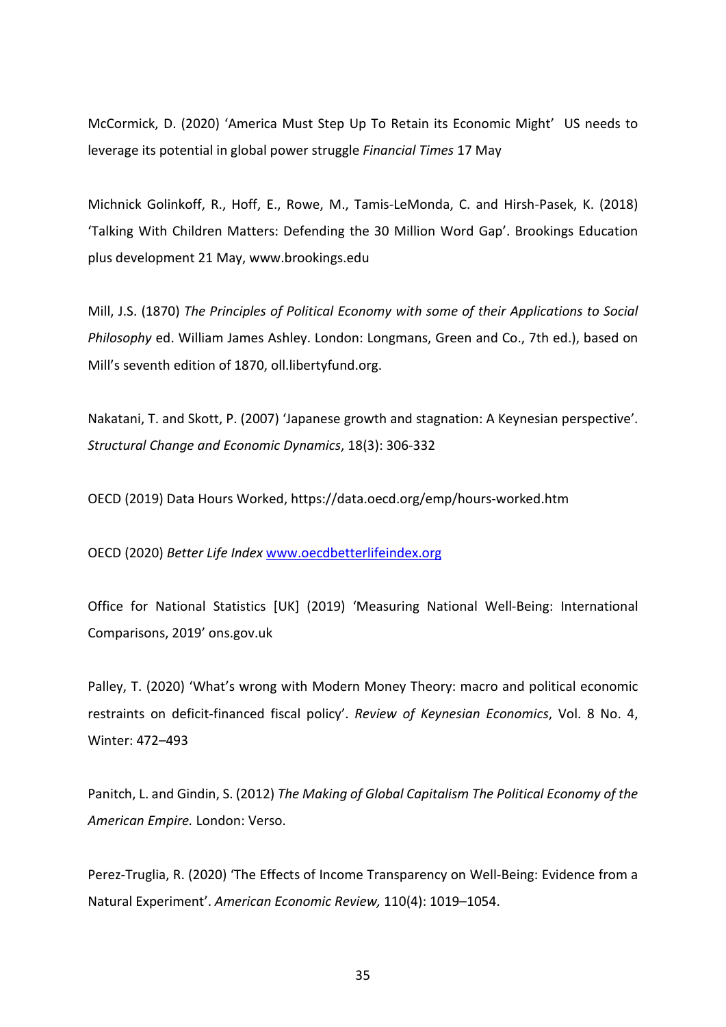McCormick, D. (2020) 'America Must Step Up To Retain its Economic Might' US needs to leverage its potential in global power struggle *Financial Times* 17 May

Michnick Golinkoff, R., Hoff, E., Rowe, M., Tamis-LeMonda, C. and Hirsh-Pasek, K. (2018) 'Talking With Children Matters: Defending the 30 Million Word Gap'. Brookings Education plus development 21 May, www.brookings.edu

Mill, J.S. (1870) *The Principles of Political Economy with some of their Applications to Social Philosophy* ed. William James Ashley. London: Longmans, Green and Co., 7th ed.), based on Mill's seventh edition of 1870, oll.libertyfund.org.

Nakatani, T. and Skott, P. (2007) 'Japanese growth and stagnation: A Keynesian perspective'. *Structural Change and Economic Dynamics*, 18(3): 306-332

OECD (2019) Data Hours Worked, https://data.oecd.org/emp/hours-worked.htm

OECD (2020) *Better Life Index* www.oecdbetterlifeindex.org

Office for National Statistics [UK] (2019) 'Measuring National Well-Being: International Comparisons, 2019' ons.gov.uk

Palley, T. (2020) 'What's wrong with Modern Money Theory: macro and political economic restraints on deficit-financed fiscal policy'. *Review of Keynesian Economics*, Vol. 8 No. 4, Winter: 472–493

Panitch, L. and Gindin, S. (2012) *The Making of Global Capitalism The Political Economy of the American Empire.* London: Verso.

Perez-Truglia, R. (2020) 'The Effects of Income Transparency on Well-Being: Evidence from a Natural Experiment'. *American Economic Review,* 110(4): 1019–1054.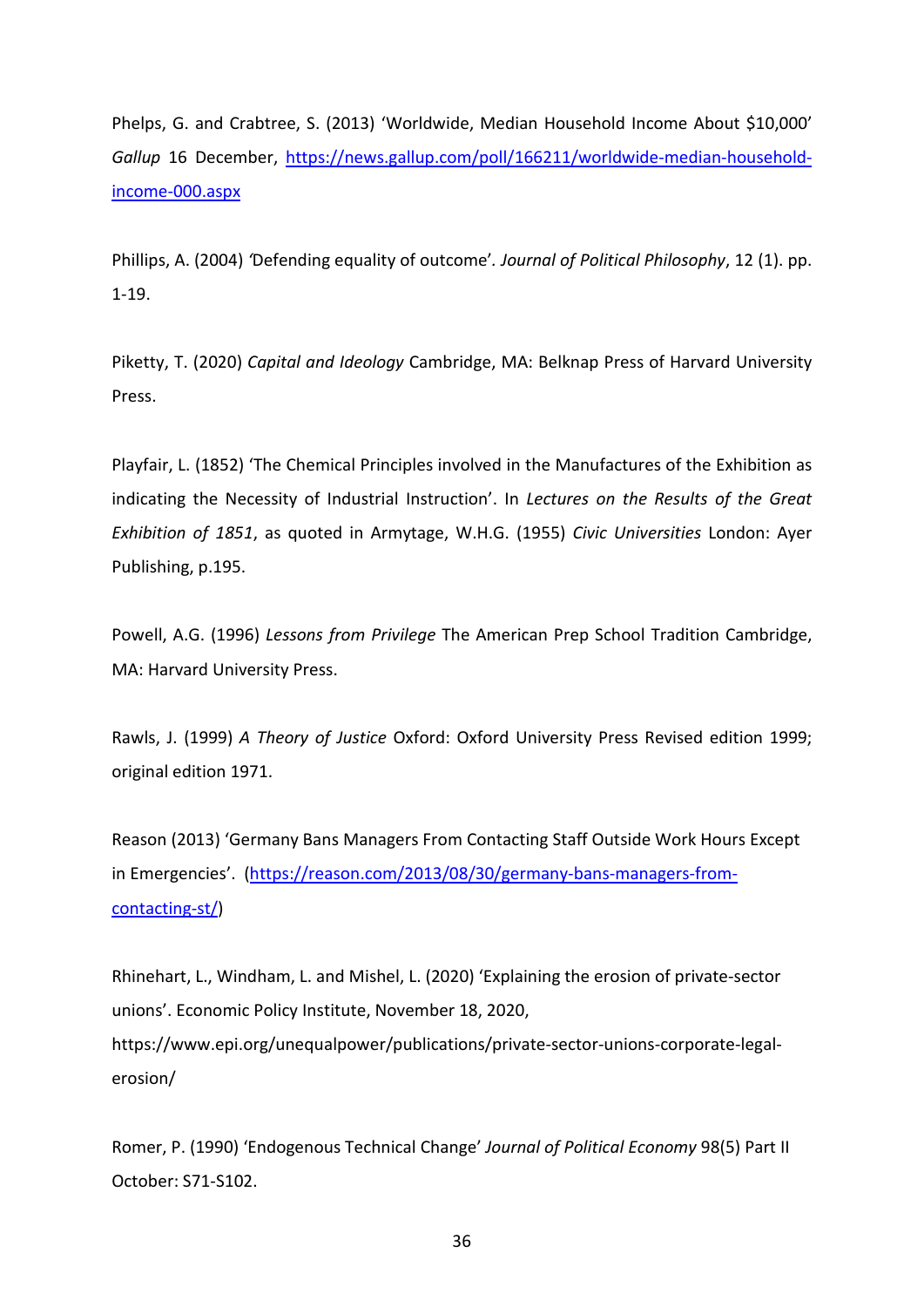Phelps, G. and Crabtree, S. (2013) 'Worldwide, Median Household Income About $10,000' *Gallup* 16 December, [https://news.gallup.com/poll/166211/worldwide-median-household-income-000.aspx](https://news.gallup.com/poll/166211/worldwide-median-household-income-000.aspx)

Phillips, A. (2004) 'Defending equality of outcome'. *Journal of Political Philosophy*, 12 (1). pp. 1-19.

Piketty, T. (2020) *Capital and Ideology* Cambridge, MA: Belknap Press of Harvard University Press.

Playfair, L. (1852) 'The Chemical Principles involved in the Manufactures of the Exhibition as indicating the Necessity of Industrial Instruction'. In *Lectures on the Results of the Great Exhibition of 1851*, as quoted in Armytage, W.H.G. (1955) *Civic Universities* London: Ayer Publishing, p.195.

Powell, A.G. (1996) *Lessons from Privilege* The American Prep School Tradition Cambridge, MA: Harvard University Press.

Rawls, J. (1999) *A Theory of Justice* Oxford: Oxford University Press Revised edition 1999; original edition 1971.

Reason (2013) 'Germany Bans Managers From Contacting Staff Outside Work Hours Except in Emergencies'. ([https://reason.com/2013/08/30/germany-bans-managers-from-contacting-st/](https://reason.com/2013/08/30/germany-bans-managers-from-contacting-st/))

Rhinehart, L., Windham, L. and Mishel, L. (2020) 'Explaining the erosion of private-sector unions'. Economic Policy Institute, November 18, 2020, https://www.epi.org/unequalpower/publications/private-sector-unions-corporate-legal-erosion/

Romer, P. (1990) 'Endogenous Technical Change' *Journal of Political Economy* 98(5) Part II October: S71-S102.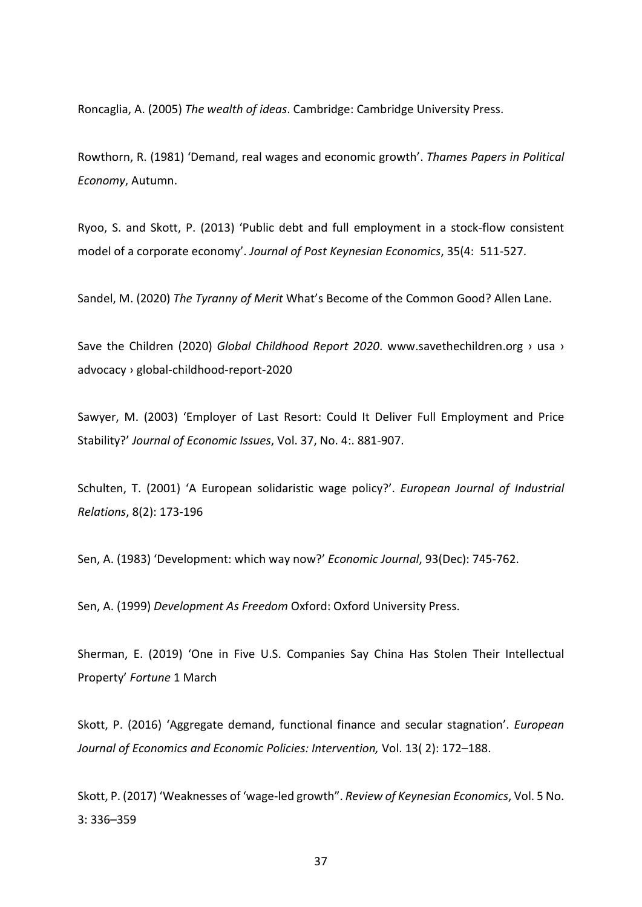Roncaglia, A. (2005) *The wealth of ideas*. Cambridge: Cambridge University Press.

Rowthorn, R. (1981) 'Demand, real wages and economic growth'. *Thames Papers in Political Economy*, Autumn.

Ryoo, S. and Skott, P. (2013) 'Public debt and full employment in a stock-flow consistent model of a corporate economy'. *Journal of Post Keynesian Economics*, 35(4: 511-527.

Sandel, M. (2020) *The Tyranny of Merit* What's Become of the Common Good? Allen Lane.

Save the Children (2020) *Global Childhood Report 2020*. www.savethechildren.org › usa › advocacy › global-childhood-report-2020

Sawyer, M. (2003) 'Employer of Last Resort: Could It Deliver Full Employment and Price Stability?' *Journal of Economic Issues*, Vol. 37, No. 4:. 881-907.

Schulten, T. (2001) 'A European solidaristic wage policy?'. *European Journal of Industrial Relations*, 8(2): 173-196

Sen, A. (1983) 'Development: which way now?' *Economic Journal*, 93(Dec): 745-762.

Sen, A. (1999) *Development As Freedom* Oxford: Oxford University Press.

Sherman, E. (2019) 'One in Five U.S. Companies Say China Has Stolen Their Intellectual Property' *Fortune* 1 March

Skott, P. (2016) 'Aggregate demand, functional finance and secular stagnation'. *European Journal of Economics and Economic Policies: Intervention,* Vol. 13( 2): 172–188.

Skott, P. (2017) 'Weaknesses of 'wage-led growth''. *Review of Keynesian Economics*, Vol. 5 No. 3: 336–359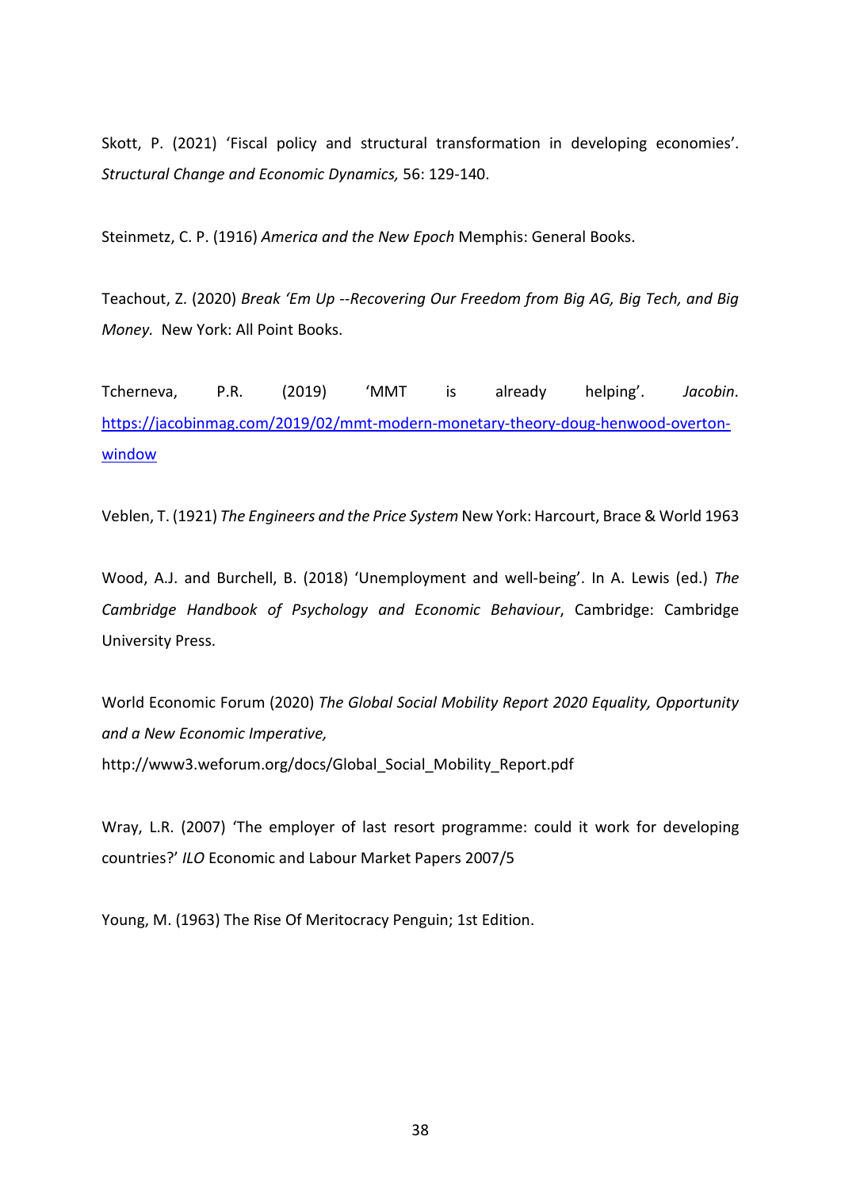Skott, P. (2021) ‘Fiscal policy and structural transformation in developing economies’. *Structural Change and Economic Dynamics,* 56: 129-140.

Steinmetz, C. P. (1916) *America and the New Epoch* Memphis: General Books.

Teachout, Z. (2020) *Break ‘Em Up --Recovering Our Freedom from Big AG, Big Tech, and Big Money.* New York: All Point Books.

Tcherneva, P.R. (2019) ‘MMT is already helping’. *Jacobin*. [https://jacobinmag.com/2019/02/mmt-modern-monetary-theory-doug-henwood-overton-window](https://jacobinmag.com/2019/02/mmt-modern-monetary-theory-doug-henwood-overton-window)

Veblen, T. (1921) *The Engineers and the Price System* New York: Harcourt, Brace & World 1963

Wood, A.J. and Burchell, B. (2018) ‘Unemployment and well-being’. In A. Lewis (ed.) *The Cambridge Handbook of Psychology and Economic Behaviour*, Cambridge: Cambridge University Press.

World Economic Forum (2020) *The Global Social Mobility Report 2020 Equality, Opportunity and a New Economic Imperative,*
http://www3.weforum.org/docs/Global_Social_Mobility_Report.pdf

Wray, L.R. (2007) ‘The employer of last resort programme: could it work for developing countries?’ *ILO* Economic and Labour Market Papers 2007/5

Young, M. (1963) The Rise Of Meritocracy Penguin; 1st Edition.